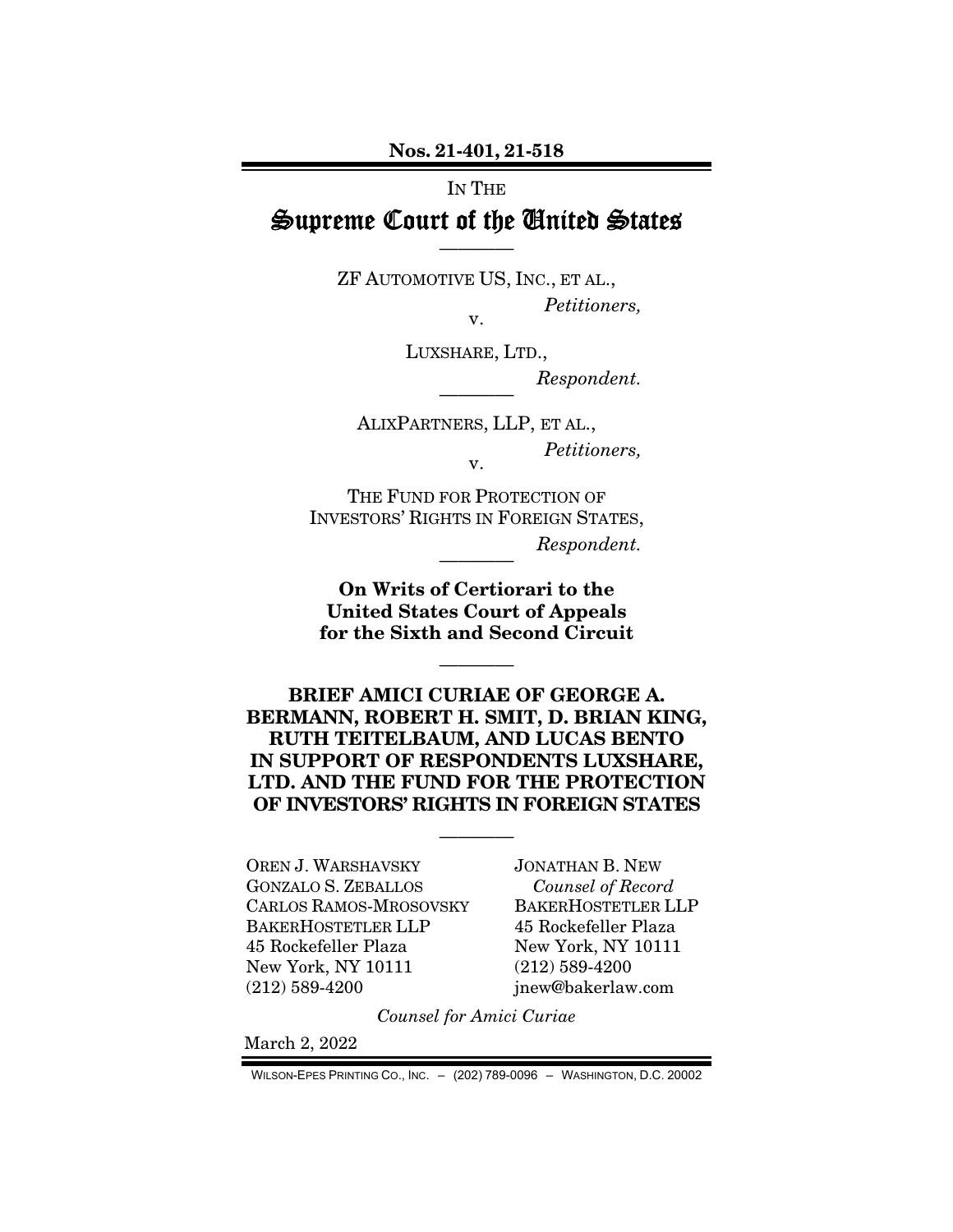**Nos. 21-401, 21-518**

IN THE

# Supreme Court of the United States

————

ZF AUTOMOTIVE US, INC., ET AL.,

*Petitioners,*

v.

LUXSHARE, LTD.,

*Respondent.*

————

ALIXPARTNERS, LLP, ET AL.,

*Petitioners,*

v.

THE FUND FOR PROTECTION OF INVESTORS' RIGHTS IN FOREIGN STATES,

*Respondent.*

————

**On Writs of Certiorari to the United States Court of Appeals for the Sixth and Second Circuit**

————

**BRIEF AMICI CURIAE OF GEORGE A. BERMANN, ROBERT H. SMIT, D. BRIAN KING, RUTH TEITELBAUM, AND LUCAS BENTO IN SUPPORT OF RESPONDENTS LUXSHARE, LTD. AND THE FUND FOR THE PROTECTION OF INVESTORS' RIGHTS IN FOREIGN STATES**

————

OREN J. WARSHAVSKY
GONZALO S. ZEBALLOS
CARLOS RAMOS-MROSOVSKY
BAKERHOSTETLER LLP
45 Rockefeller Plaza
New York, NY 10111
(212) 589-4200

JONATHAN B. NEW
*Counsel of Record*
BAKERHOSTETLER LLP
45 Rockefeller Plaza
New York, NY 10111
(212) 589-4200
jnew@bakerlaw.com

*Counsel for Amici Curiae*

March 2, 2022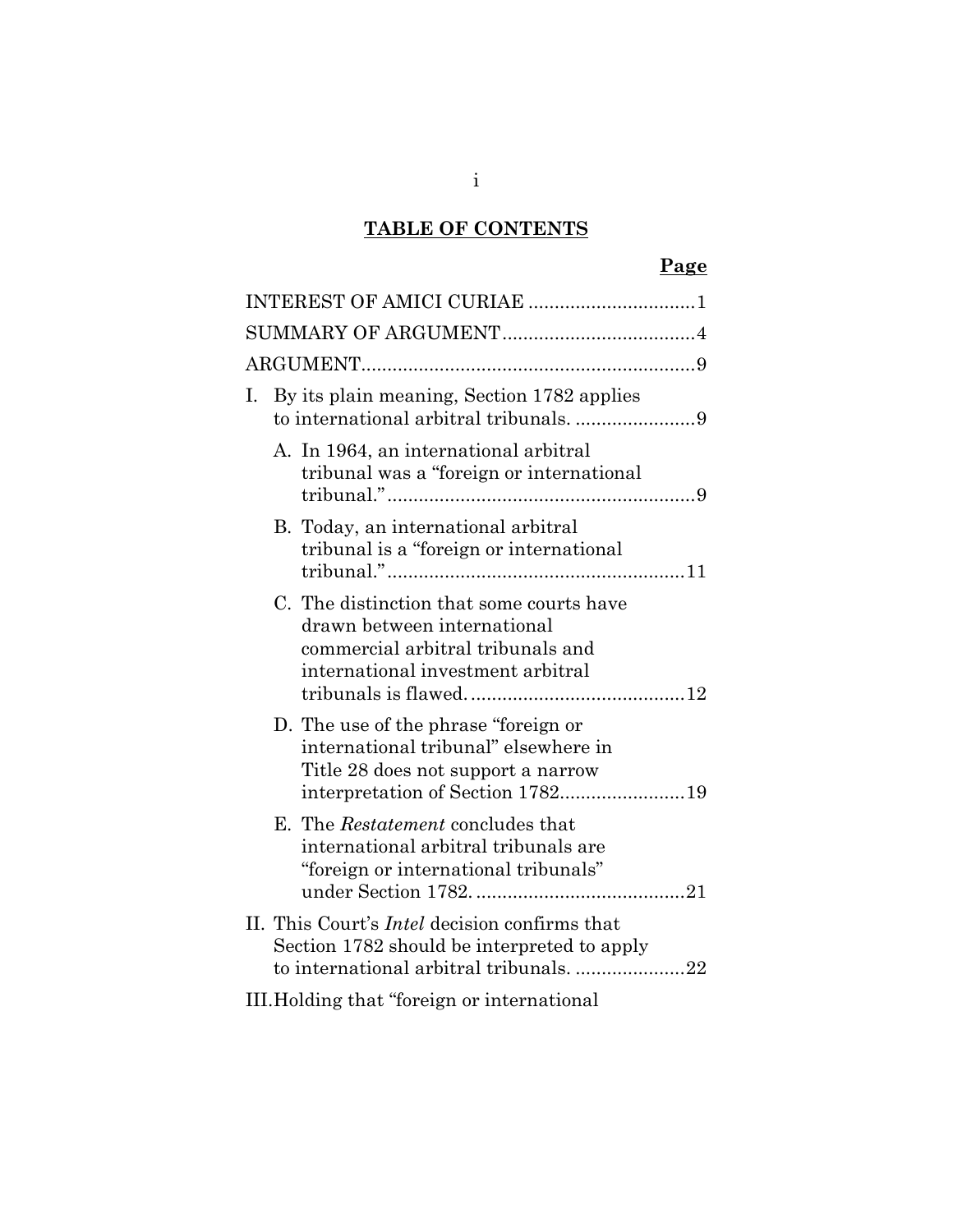## TABLE OF CONTENTS

**Page**

INTEREST OF AMICI CURIAE ................................ 1

SUMMARY OF ARGUMENT .................................... 4

ARGUMENT ................................................................ 9

I. By its plain meaning, Section 1782 applies to international arbitral tribunals. ....................... 9

   A. In 1964, an international arbitral tribunal was a "foreign or international tribunal." ........................................................... 9

   B. Today, an international arbitral tribunal is a "foreign or international tribunal." ......................................................... 11

   C. The distinction that some courts have drawn between international commercial arbitral tribunals and international investment arbitral tribunals is flawed. ......................................... 12

   D. The use of the phrase "foreign or international tribunal" elsewhere in Title 28 does not support a narrow interpretation of Section 1782 ........................ 19

   E. The *Restatement* concludes that international arbitral tribunals are "foreign or international tribunals" under Section 1782. ........................................ 21

II. This Court's *Intel* decision confirms that Section 1782 should be interpreted to apply to international arbitral tribunals. ..................... 22

III. Holding that "foreign or international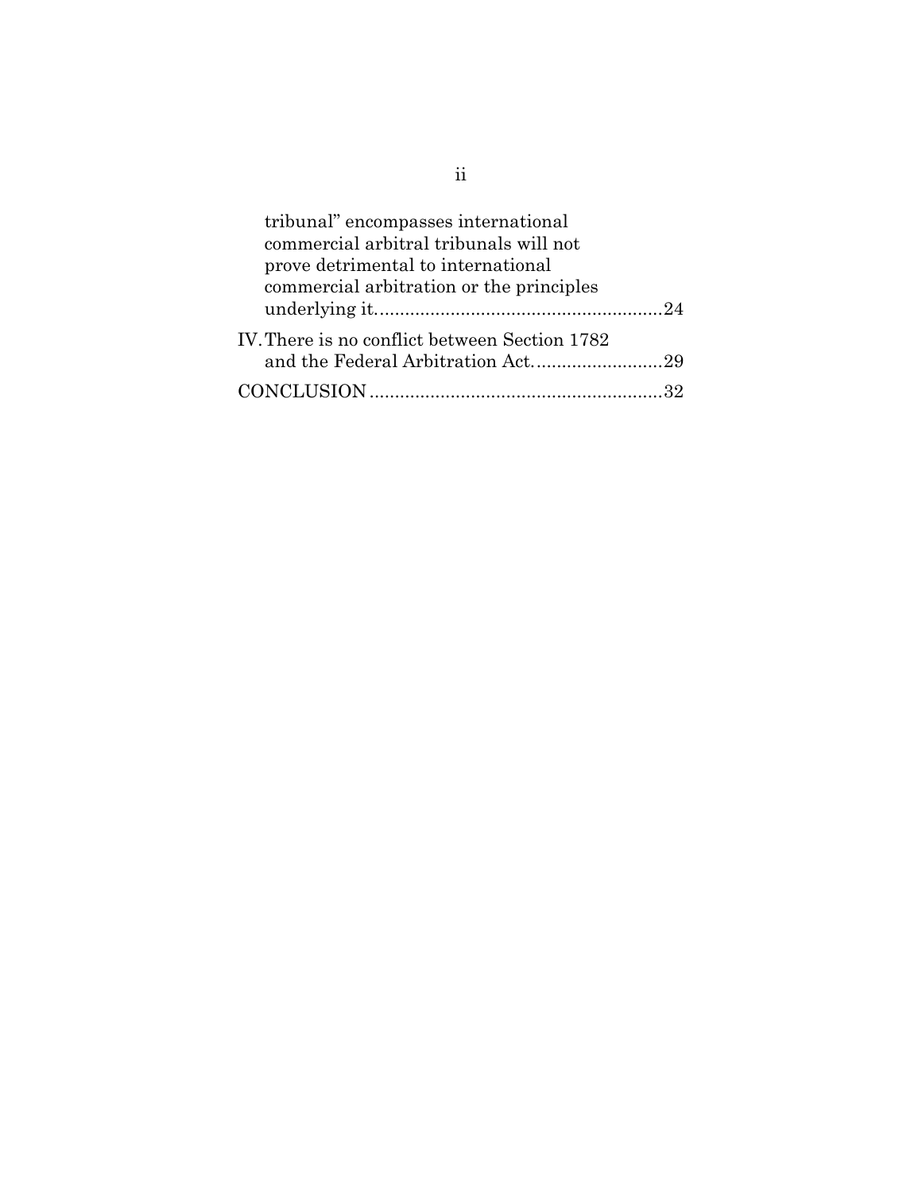tribunal" encompasses international commercial arbitral tribunals will not prove detrimental to international commercial arbitration or the principles underlying it........................................................24

IV. There is no conflict between Section 1782 and the Federal Arbitration Act.........................29

CONCLUSION..........................................................32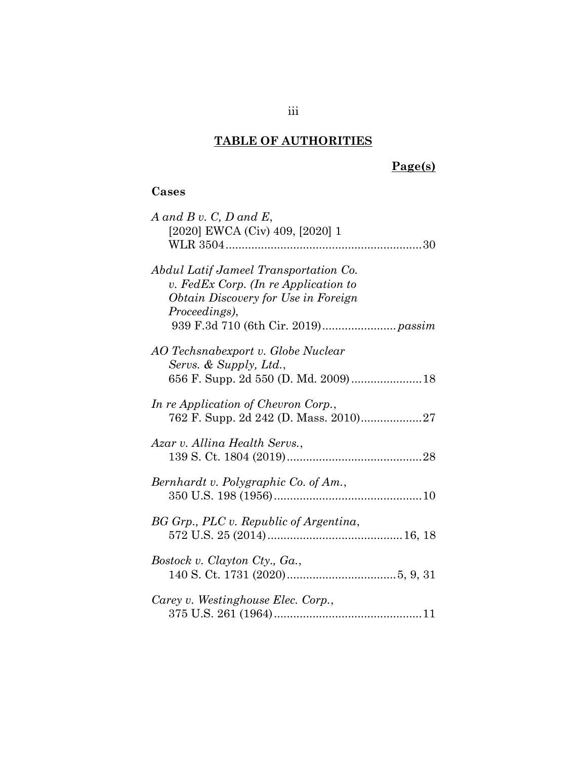## TABLE OF AUTHORITIES

**Page(s)**

### Cases

*A and B v. C, D and E*,
[2020] EWCA (Civ) 409, [2020] 1 WLR 3504 .......... 30

*Abdul Latif Jameel Transportation Co. v. FedEx Corp. (In re Application to Obtain Discovery for Use in Foreign Proceedings)*,
939 F.3d 710 (6th Cir. 2019) .......... *passim*

*AO Techsnabexport v. Globe Nuclear Servs. & Supply, Ltd.*,
656 F. Supp. 2d 550 (D. Md. 2009) .......... 18

*In re Application of Chevron Corp.*,
762 F. Supp. 2d 242 (D. Mass. 2010) .......... 27

*Azar v. Allina Health Servs.*,
139 S. Ct. 1804 (2019) .......... 28

*Bernhardt v. Polygraphic Co. of Am.*,
350 U.S. 198 (1956) .......... 10

*BG Grp., PLC v. Republic of Argentina*,
572 U.S. 25 (2014) .......... 16, 18

*Bostock v. Clayton Cty., Ga.*,
140 S. Ct. 1731 (2020) .......... 5, 9, 31

*Carey v. Westinghouse Elec. Corp.*,
375 U.S. 261 (1964) .......... 11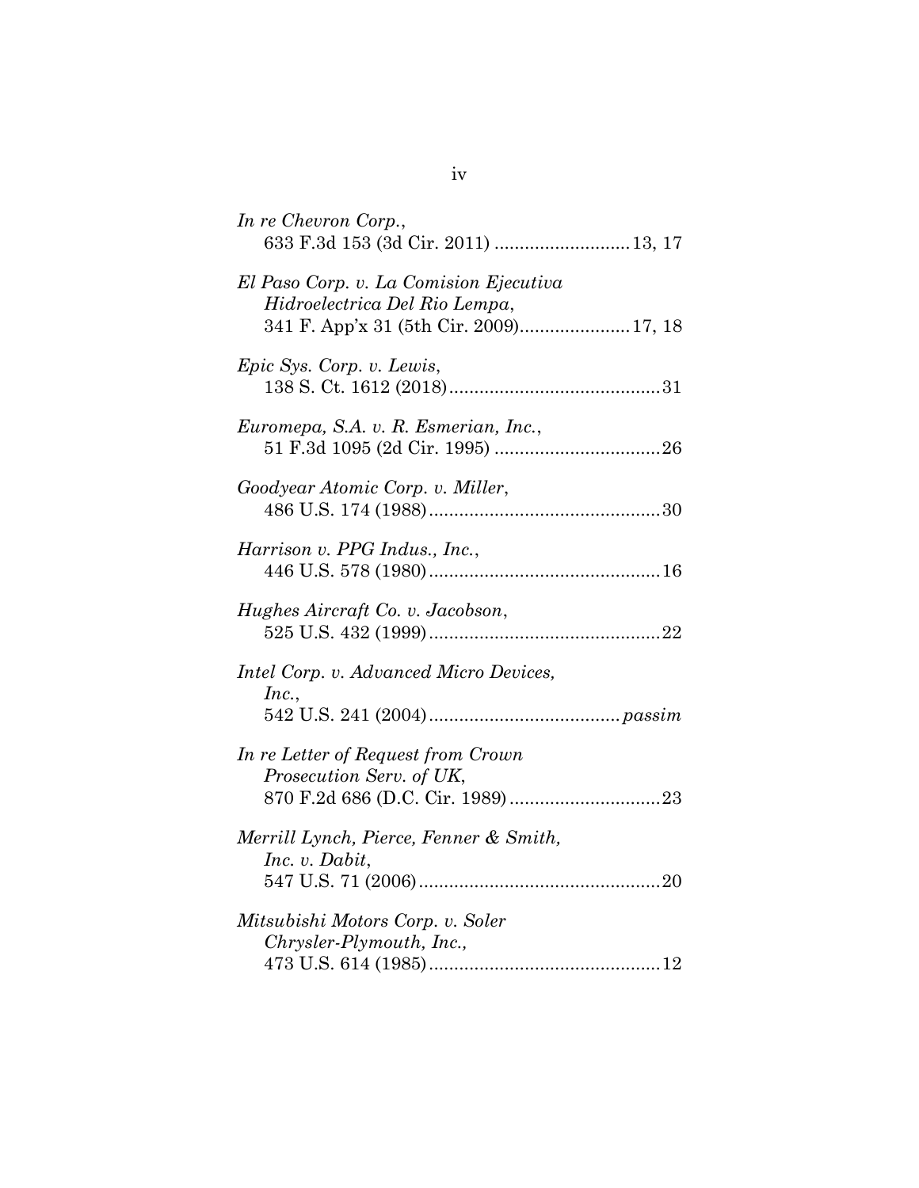*In re Chevron Corp.*,
633 F.3d 153 (3d Cir. 2011) .......................... 13, 17

*El Paso Corp. v. La Comision Ejecutiva Hidroelectrica Del Rio Lempa*,
341 F. App'x 31 (5th Cir. 2009)..................... 17, 18

*Epic Sys. Corp. v. Lewis*,
138 S. Ct. 1612 (2018).......................................... 31

*Euromepa, S.A. v. R. Esmerian, Inc.*,
51 F.3d 1095 (2d Cir. 1995) ................................ 26

*Goodyear Atomic Corp. v. Miller*,
486 U.S. 174 (1988)............................................. 30

*Harrison v. PPG Indus., Inc.*,
446 U.S. 578 (1980)............................................. 16

*Hughes Aircraft Co. v. Jacobson*,
525 U.S. 432 (1999)............................................. 22

*Intel Corp. v. Advanced Micro Devices, Inc.*,
542 U.S. 241 (2004)..................................... *passim*

*In re Letter of Request from Crown Prosecution Serv. of UK*,
870 F.2d 686 (D.C. Cir. 1989)............................. 23

*Merrill Lynch, Pierce, Fenner & Smith, Inc. v. Dabit*,
547 U.S. 71 (2006)............................................... 20

*Mitsubishi Motors Corp. v. Soler Chrysler-Plymouth, Inc.*,
473 U.S. 614 (1985)............................................. 12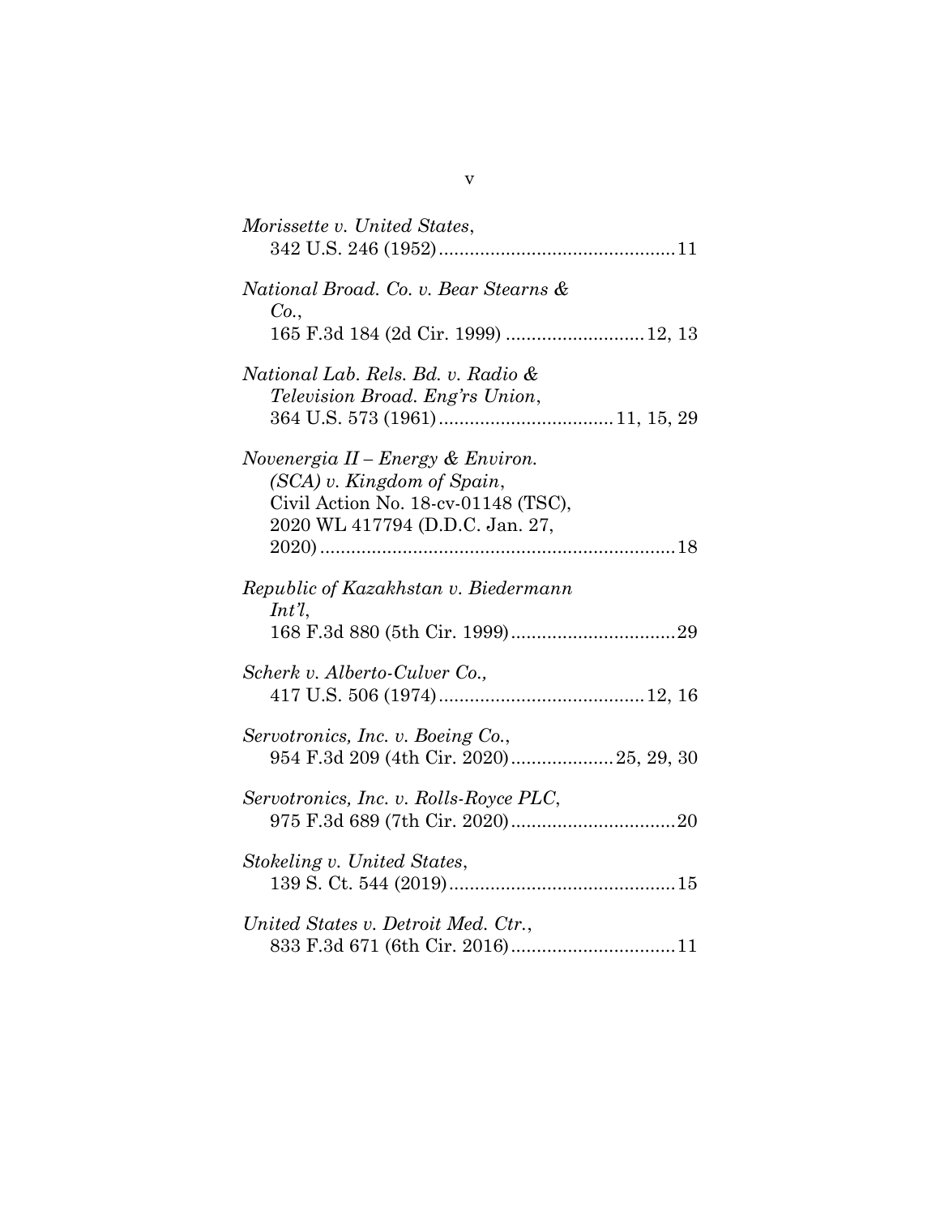*Morissette v. United States*,
342 U.S. 246 (1952) .............................................. 11

*National Broad. Co. v. Bear Stearns & Co.*,
165 F.3d 184 (2d Cir. 1999) .......................... 12, 13

*National Lab. Rels. Bd. v. Radio & Television Broad. Eng'rs Union*,
364 U.S. 573 (1961) ................................. 11, 15, 29

*Novenergia II – Energy & Environ. (SCA) v. Kingdom of Spain*,
Civil Action No. 18-cv-01148 (TSC), 2020 WL 417794 (D.D.C. Jan. 27, 2020) ..................................................................... 18

*Republic of Kazakhstan v. Biedermann Int'l*,
168 F.3d 880 (5th Cir. 1999) ................................ 29

*Scherk v. Alberto-Culver Co.,*
417 U.S. 506 (1974) ....................................... 12, 16

*Servotronics, Inc. v. Boeing Co.*,
954 F.3d 209 (4th Cir. 2020) .................... 25, 29, 30

*Servotronics, Inc. v. Rolls-Royce PLC*,
975 F.3d 689 (7th Cir. 2020) ................................ 20

*Stokeling v. United States*,
139 S. Ct. 544 (2019) ............................................ 15

*United States v. Detroit Med. Ctr.*,
833 F.3d 671 (6th Cir. 2016) ................................ 11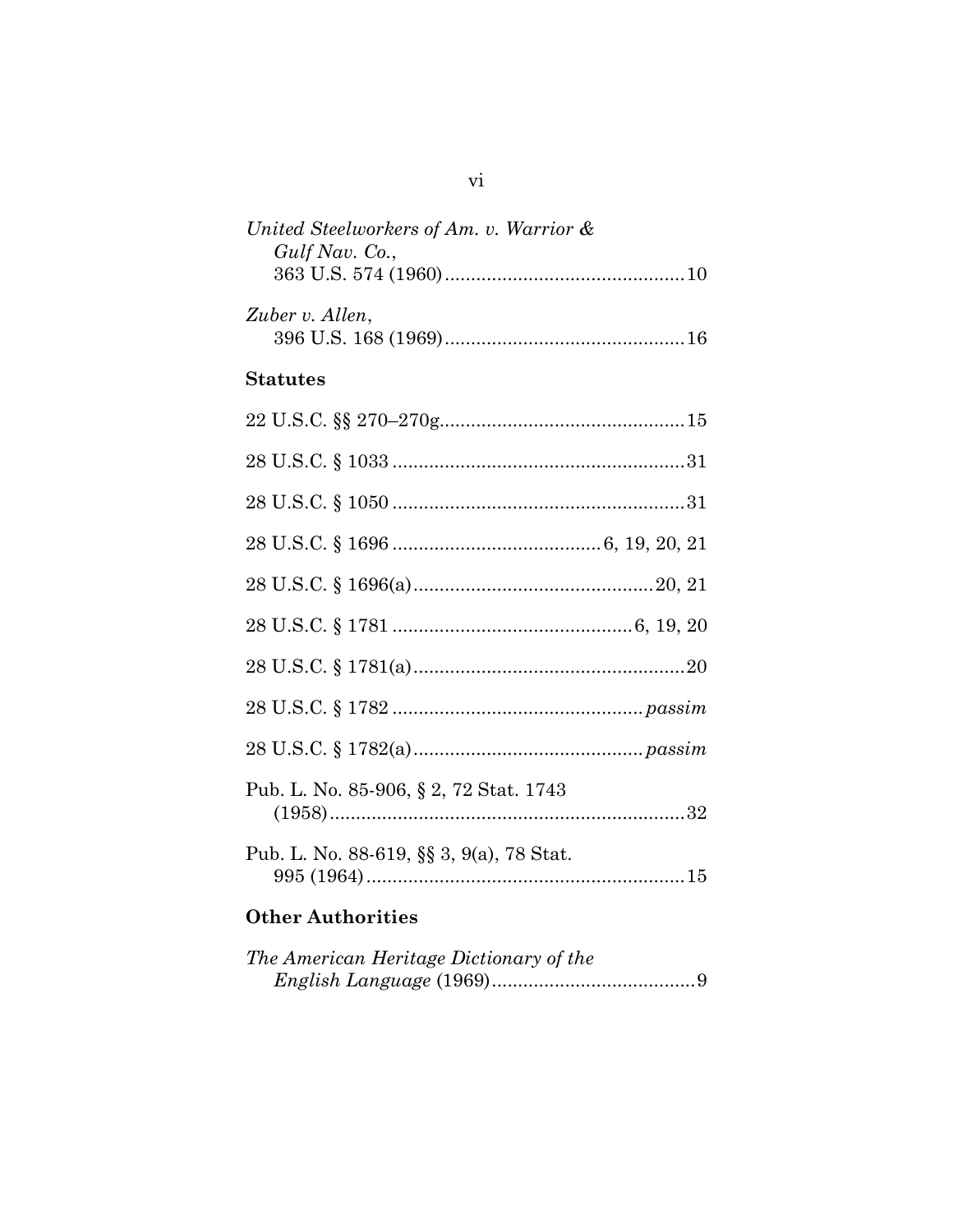*United Steelworkers of Am. v. Warrior & Gulf Nav. Co.*,
363 U.S. 574 (1960) .............................................. 10

*Zuber v. Allen*,
396 U.S. 168 (1969) .............................................. 16

**Statutes**

22 U.S.C. §§ 270–270g.............................................. 15

28 U.S.C. § 1033 ....................................................... 31

28 U.S.C. § 1050 ....................................................... 31

28 U.S.C. § 1696 ....................................... 6, 19, 20, 21

28 U.S.C. § 1696(a).............................................. 20, 21

28 U.S.C. § 1781 ............................................. 6, 19, 20

28 U.S.C. § 1781(a).................................................... 20

28 U.S.C. § 1782 ............................................... *passim*

28 U.S.C. § 1782(a)........................................... *passim*

Pub. L. No. 85-906, § 2, 72 Stat. 1743
(1958)..................................................................... 32

Pub. L. No. 88-619, §§ 3, 9(a), 78 Stat.
995 (1964)............................................................. 15

**Other Authorities**

*The American Heritage Dictionary of the English Language* (1969)....................................... 9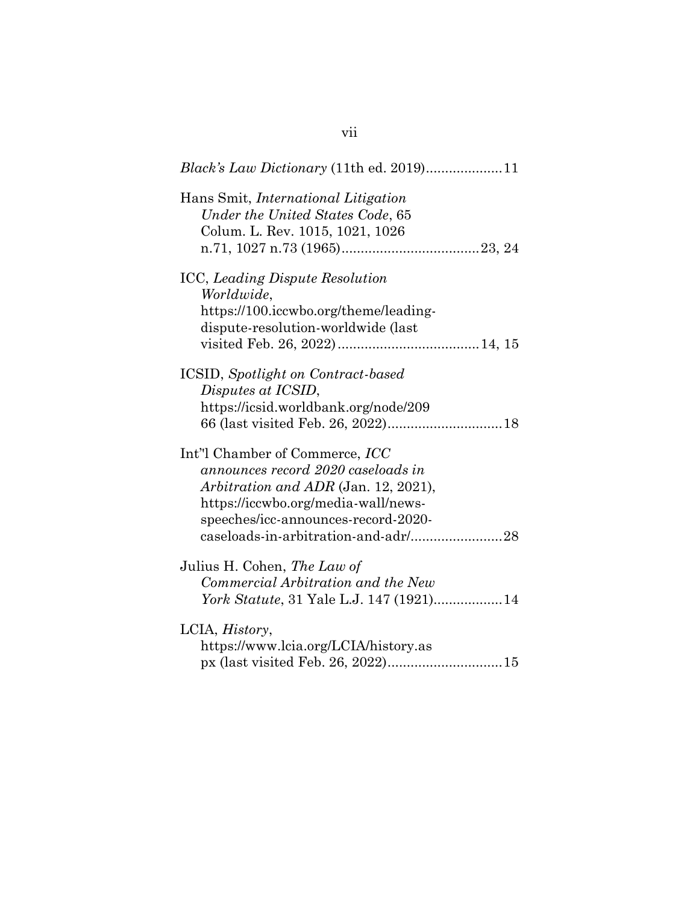*Black's Law Dictionary* (11th ed. 2019)....................11

Hans Smit, *International Litigation Under the United States Code*, 65 Colum. L. Rev. 1015, 1021, 1026 n.71, 1027 n.73 (1965)....................................23, 24

ICC, *Leading Dispute Resolution Worldwide*, https://100.iccwbo.org/theme/leading-dispute-resolution-worldwide (last visited Feb. 26, 2022).....................................14, 15

ICSID, *Spotlight on Contract-based Disputes at ICSID*, https://icsid.worldbank.org/node/20966 (last visited Feb. 26, 2022)..............................18

Int''l Chamber of Commerce, *ICC announces record 2020 caseloads in Arbitration and ADR* (Jan. 12, 2021), https://iccwbo.org/media-wall/news-speeches/icc-announces-record-2020-caseloads-in-arbitration-and-adr/........................28

Julius H. Cohen, *The Law of Commercial Arbitration and the New York Statute*, 31 Yale L.J. 147 (1921)..................14

LCIA, *History*, https://www.lcia.org/LCIA/history.aspx (last visited Feb. 26, 2022)..............................15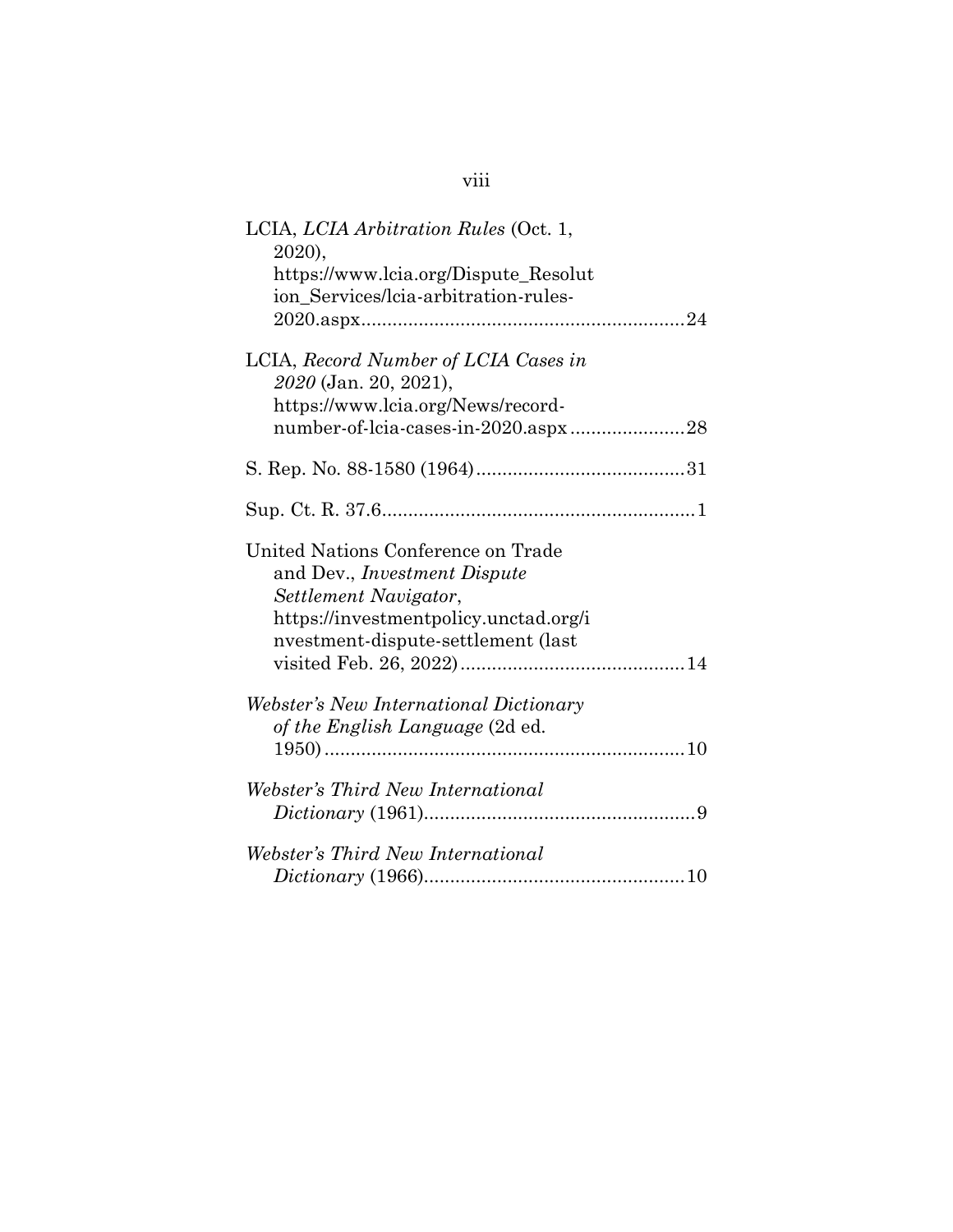LCIA, *LCIA Arbitration Rules* (Oct. 1, 2020), https://www.lcia.org/Dispute_Resolution_Services/lcia-arbitration-rules-2020.aspx....24

LCIA, *Record Number of LCIA Cases in 2020* (Jan. 20, 2021), https://www.lcia.org/News/record-number-of-lcia-cases-in-2020.aspx....28

S. Rep. No. 88-1580 (1964)....31

Sup. Ct. R. 37.6....1

United Nations Conference on Trade and Dev., *Investment Dispute Settlement Navigator*, https://investmentpolicy.unctad.org/investment-dispute-settlement (last visited Feb. 26, 2022)....14

*Webster's New International Dictionary of the English Language* (2d ed. 1950)....10

*Webster's Third New International Dictionary* (1961)....9

*Webster's Third New International Dictionary* (1966)....10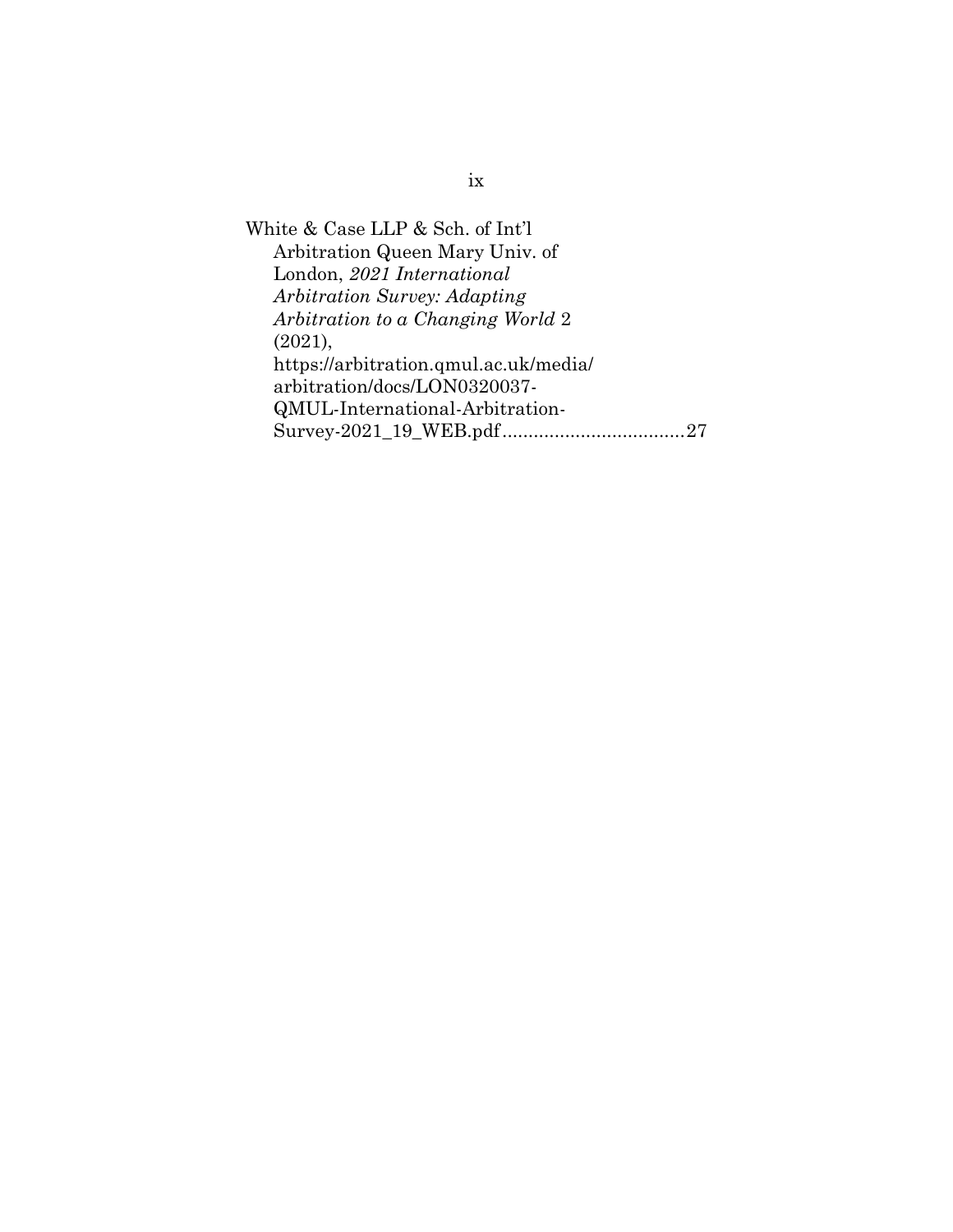White & Case LLP & Sch. of Int'l Arbitration Queen Mary Univ. of London, *2021 International Arbitration Survey: Adapting Arbitration to a Changing World* 2 (2021), https://arbitration.qmul.ac.uk/media/arbitration/docs/LON0320037-QMUL-International-Arbitration-Survey-2021_19_WEB.pdf....................................27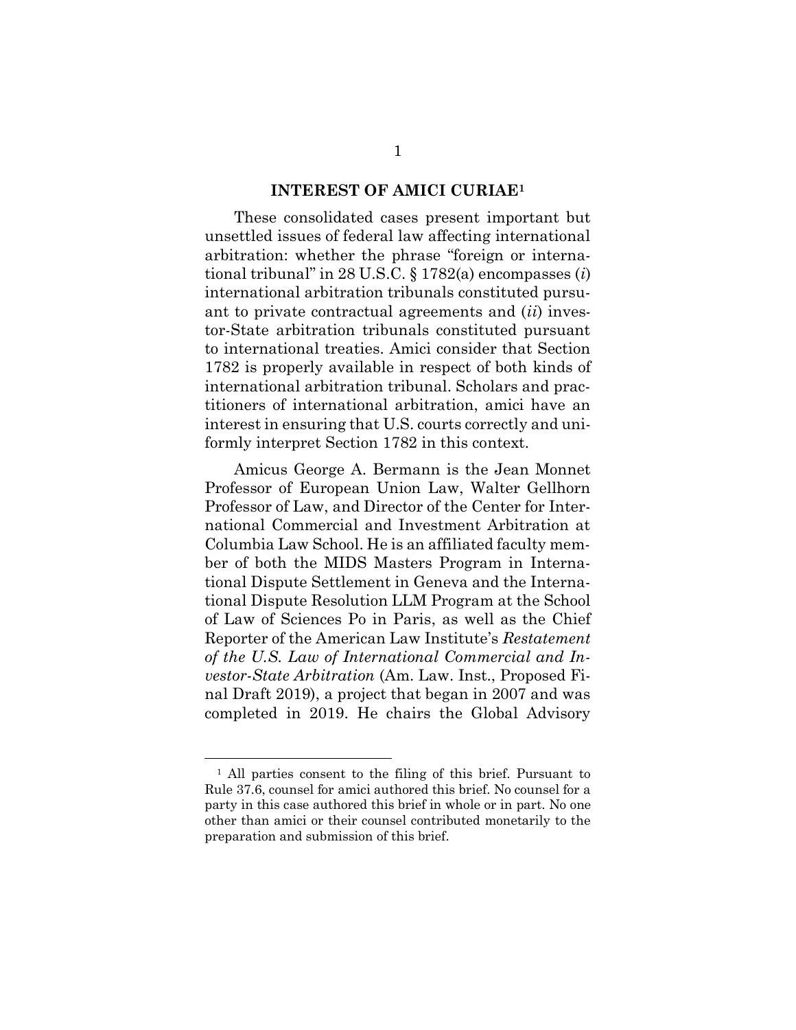## INTEREST OF AMICI CURIAE[1]

These consolidated cases present important but unsettled issues of federal law affecting international arbitration: whether the phrase "foreign or international tribunal" in 28 U.S.C. § 1782(a) encompasses (*i*) international arbitration tribunals constituted pursuant to private contractual agreements and (*ii*) investor-State arbitration tribunals constituted pursuant to international treaties. Amici consider that Section 1782 is properly available in respect of both kinds of international arbitration tribunal. Scholars and practitioners of international arbitration, amici have an interest in ensuring that U.S. courts correctly and uniformly interpret Section 1782 in this context.

Amicus George A. Bermann is the Jean Monnet Professor of European Union Law, Walter Gellhorn Professor of Law, and Director of the Center for International Commercial and Investment Arbitration at Columbia Law School. He is an affiliated faculty member of both the MIDS Masters Program in International Dispute Settlement in Geneva and the International Dispute Resolution LLM Program at the School of Law of Sciences Po in Paris, as well as the Chief Reporter of the American Law Institute's *Restatement of the U.S. Law of International Commercial and Investor-State Arbitration* (Am. Law. Inst., Proposed Final Draft 2019), a project that began in 2007 and was completed in 2019. He chairs the Global Advisory

---

[1] All parties consent to the filing of this brief. Pursuant to Rule 37.6, counsel for amici authored this brief. No counsel for a party in this case authored this brief in whole or in part. No one other than amici or their counsel contributed monetarily to the preparation and submission of this brief.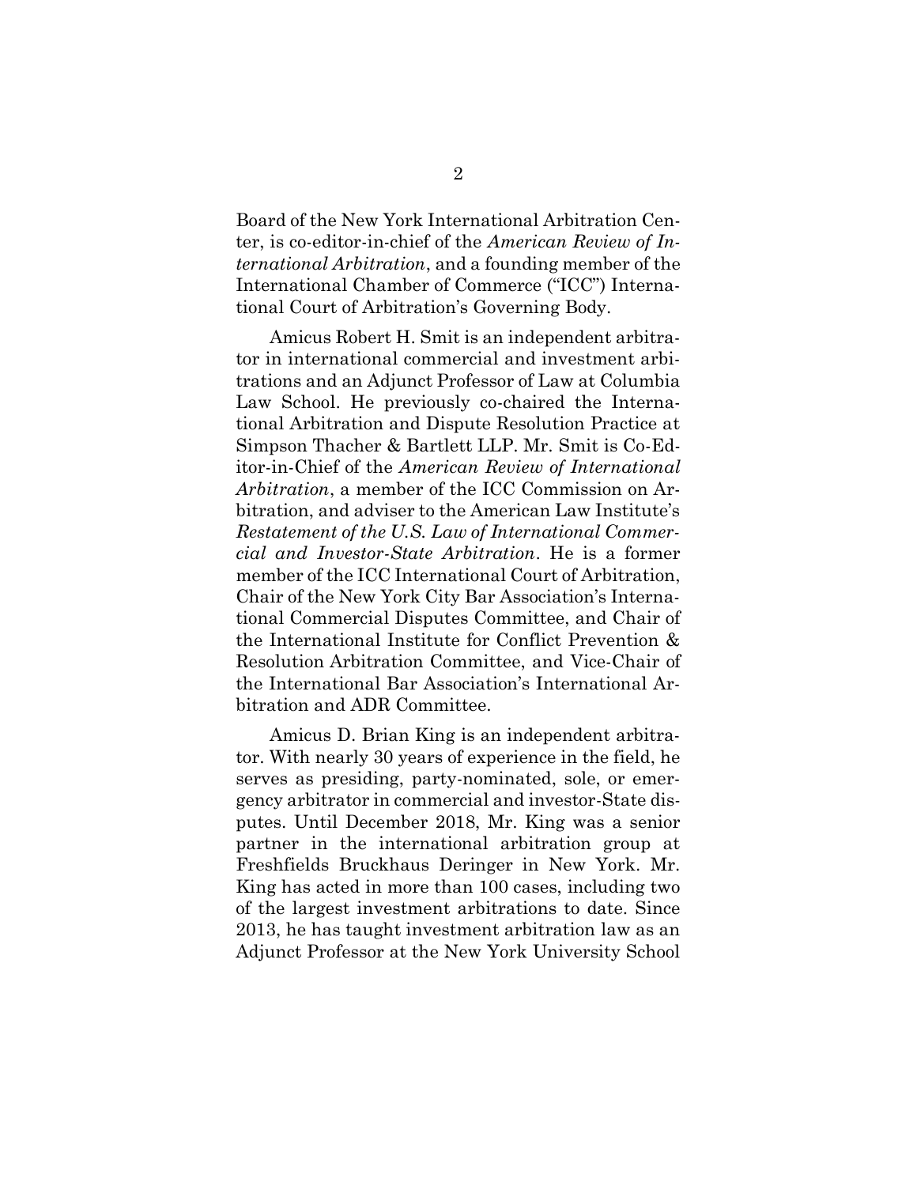Board of the New York International Arbitration Center, is co-editor-in-chief of the *American Review of International Arbitration*, and a founding member of the International Chamber of Commerce ("ICC") International Court of Arbitration's Governing Body.

Amicus Robert H. Smit is an independent arbitrator in international commercial and investment arbitrations and an Adjunct Professor of Law at Columbia Law School. He previously co-chaired the International Arbitration and Dispute Resolution Practice at Simpson Thacher & Bartlett LLP. Mr. Smit is Co-Editor-in-Chief of the *American Review of International Arbitration*, a member of the ICC Commission on Arbitration, and adviser to the American Law Institute's *Restatement of the U.S. Law of International Commercial and Investor-State Arbitration*. He is a former member of the ICC International Court of Arbitration, Chair of the New York City Bar Association's International Commercial Disputes Committee, and Chair of the International Institute for Conflict Prevention & Resolution Arbitration Committee, and Vice-Chair of the International Bar Association's International Arbitration and ADR Committee.

Amicus D. Brian King is an independent arbitrator. With nearly 30 years of experience in the field, he serves as presiding, party-nominated, sole, or emergency arbitrator in commercial and investor-State disputes. Until December 2018, Mr. King was a senior partner in the international arbitration group at Freshfields Bruckhaus Deringer in New York. Mr. King has acted in more than 100 cases, including two of the largest investment arbitrations to date. Since 2013, he has taught investment arbitration law as an Adjunct Professor at the New York University School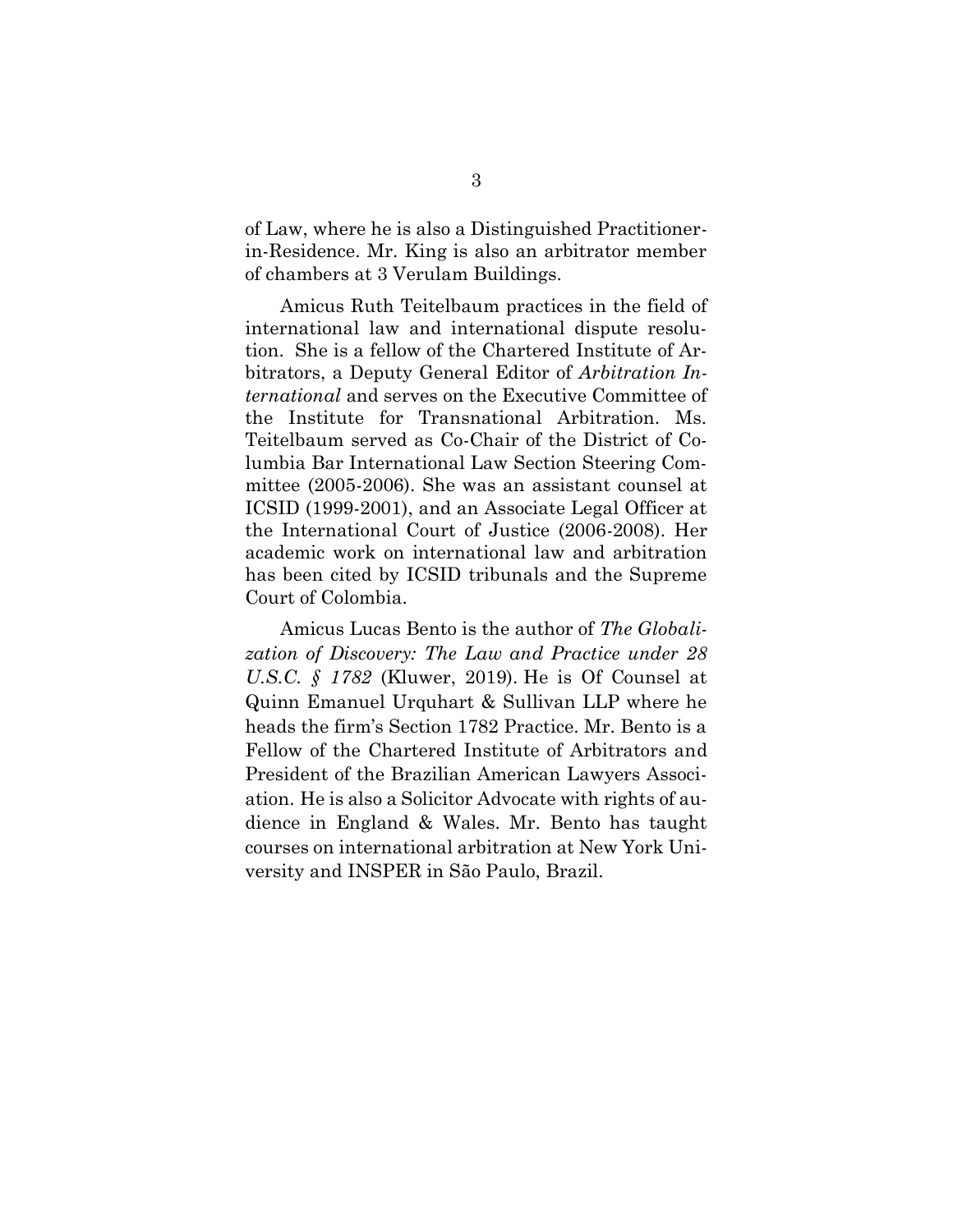of Law, where he is also a Distinguished Practitioner-in-Residence. Mr. King is also an arbitrator member of chambers at 3 Verulam Buildings.

Amicus Ruth Teitelbaum practices in the field of international law and international dispute resolution. She is a fellow of the Chartered Institute of Arbitrators, a Deputy General Editor of *Arbitration International* and serves on the Executive Committee of the Institute for Transnational Arbitration. Ms. Teitelbaum served as Co-Chair of the District of Columbia Bar International Law Section Steering Committee (2005-2006). She was an assistant counsel at ICSID (1999-2001), and an Associate Legal Officer at the International Court of Justice (2006-2008). Her academic work on international law and arbitration has been cited by ICSID tribunals and the Supreme Court of Colombia.

Amicus Lucas Bento is the author of *The Globalization of Discovery: The Law and Practice under 28 U.S.C. § 1782* (Kluwer, 2019). He is Of Counsel at Quinn Emanuel Urquhart & Sullivan LLP where he heads the firm's Section 1782 Practice. Mr. Bento is a Fellow of the Chartered Institute of Arbitrators and President of the Brazilian American Lawyers Association. He is also a Solicitor Advocate with rights of audience in England & Wales. Mr. Bento has taught courses on international arbitration at New York University and INSPER in São Paulo, Brazil.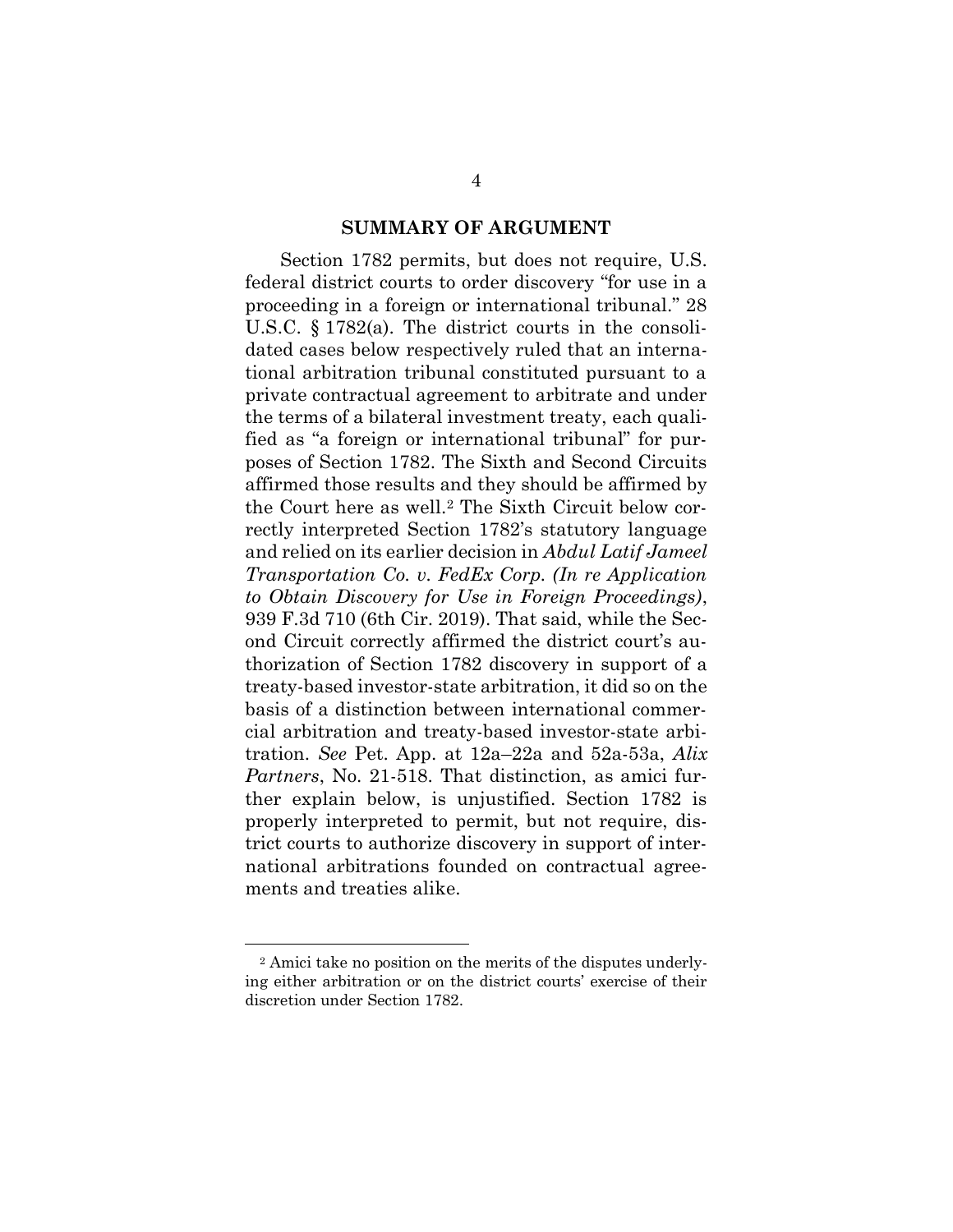## SUMMARY OF ARGUMENT

Section 1782 permits, but does not require, U.S. federal district courts to order discovery "for use in a proceeding in a foreign or international tribunal." 28 U.S.C. § 1782(a). The district courts in the consolidated cases below respectively ruled that an international arbitration tribunal constituted pursuant to a private contractual agreement to arbitrate and under the terms of a bilateral investment treaty, each qualified as "a foreign or international tribunal" for purposes of Section 1782. The Sixth and Second Circuits affirmed those results and they should be affirmed by the Court here as well.[2] The Sixth Circuit below correctly interpreted Section 1782's statutory language and relied on its earlier decision in *Abdul Latif Jameel Transportation Co. v. FedEx Corp. (In re Application to Obtain Discovery for Use in Foreign Proceedings)*, 939 F.3d 710 (6th Cir. 2019). That said, while the Second Circuit correctly affirmed the district court's authorization of Section 1782 discovery in support of a treaty-based investor-state arbitration, it did so on the basis of a distinction between international commercial arbitration and treaty-based investor-state arbitration. *See* Pet. App. at 12a–22a and 52a-53a, *Alix Partners*, No. 21-518. That distinction, as amici further explain below, is unjustified. Section 1782 is properly interpreted to permit, but not require, district courts to authorize discovery in support of international arbitrations founded on contractual agreements and treaties alike.

[2] Amici take no position on the merits of the disputes underlying either arbitration or on the district courts' exercise of their discretion under Section 1782.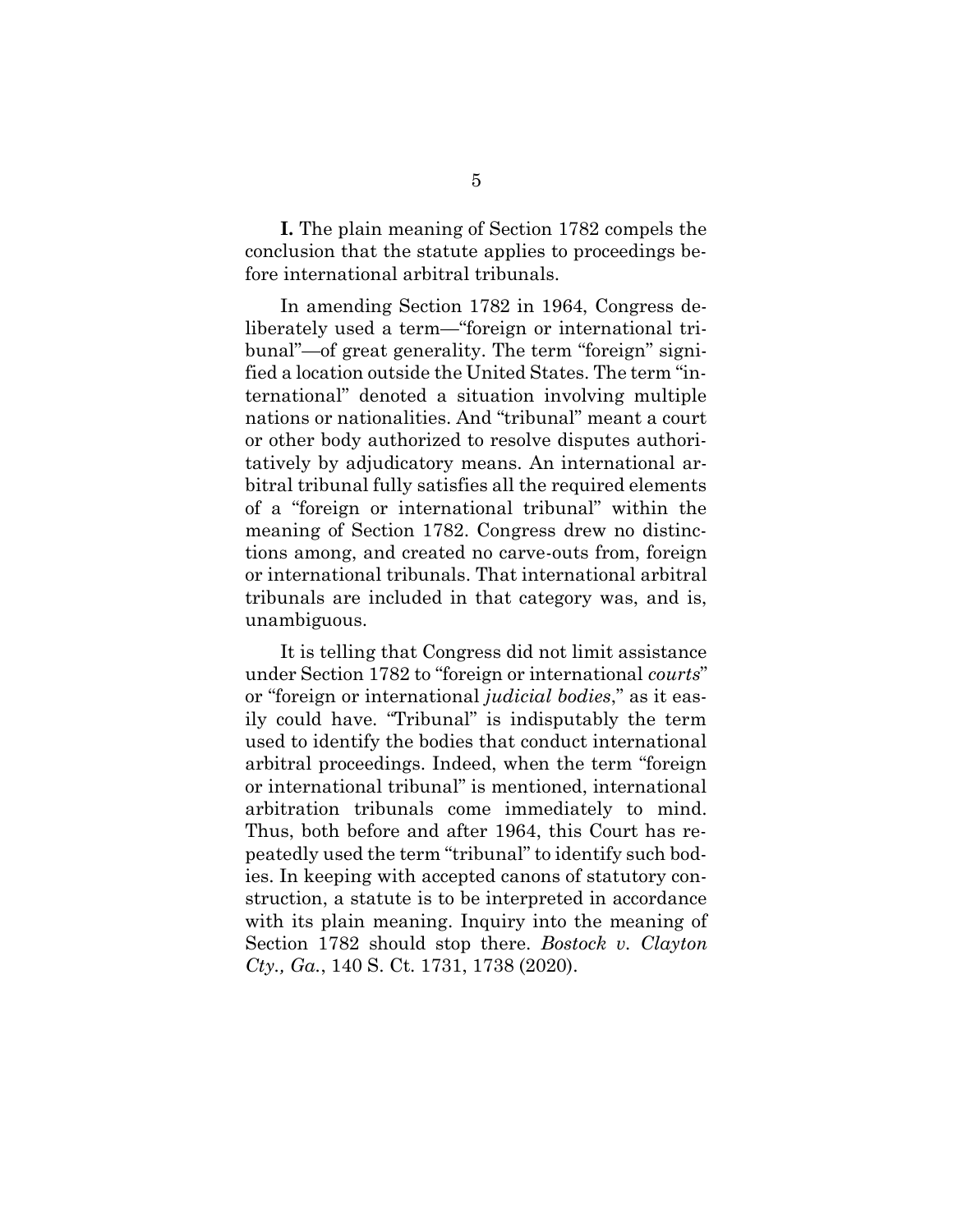**I.** The plain meaning of Section 1782 compels the conclusion that the statute applies to proceedings before international arbitral tribunals.

In amending Section 1782 in 1964, Congress deliberately used a term—"foreign or international tribunal"—of great generality. The term "foreign" signified a location outside the United States. The term "international" denoted a situation involving multiple nations or nationalities. And "tribunal" meant a court or other body authorized to resolve disputes authoritatively by adjudicatory means. An international arbitral tribunal fully satisfies all the required elements of a "foreign or international tribunal" within the meaning of Section 1782. Congress drew no distinctions among, and created no carve-outs from, foreign or international tribunals. That international arbitral tribunals are included in that category was, and is, unambiguous.

It is telling that Congress did not limit assistance under Section 1782 to "foreign or international *courts*" or "foreign or international *judicial bodies*," as it easily could have. "Tribunal" is indisputably the term used to identify the bodies that conduct international arbitral proceedings. Indeed, when the term "foreign or international tribunal" is mentioned, international arbitration tribunals come immediately to mind. Thus, both before and after 1964, this Court has repeatedly used the term "tribunal" to identify such bodies. In keeping with accepted canons of statutory construction, a statute is to be interpreted in accordance with its plain meaning. Inquiry into the meaning of Section 1782 should stop there. *Bostock v. Clayton Cty., Ga.*, 140 S. Ct. 1731, 1738 (2020).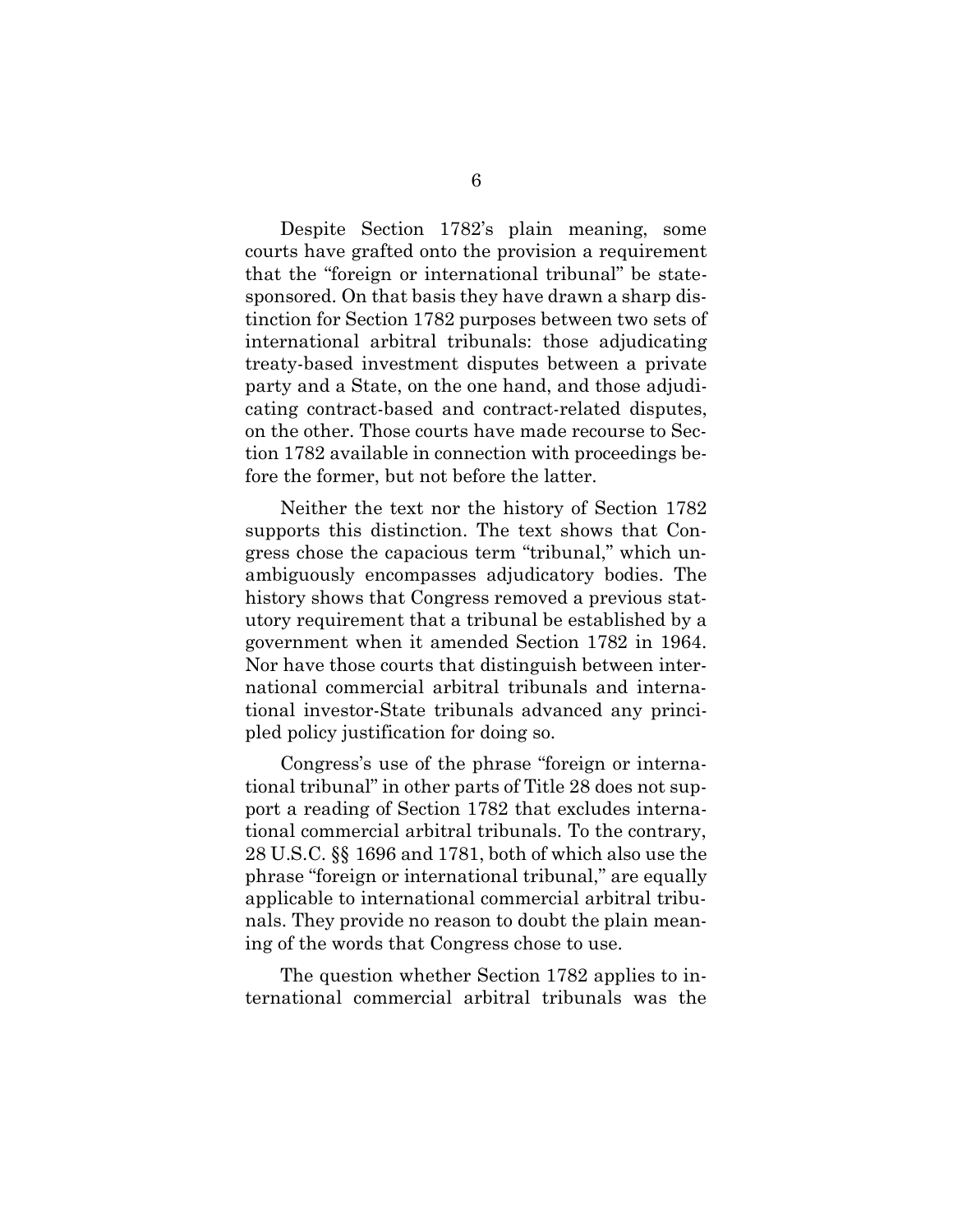Despite Section 1782's plain meaning, some courts have grafted onto the provision a requirement that the "foreign or international tribunal" be state-sponsored. On that basis they have drawn a sharp distinction for Section 1782 purposes between two sets of international arbitral tribunals: those adjudicating treaty-based investment disputes between a private party and a State, on the one hand, and those adjudicating contract-based and contract-related disputes, on the other. Those courts have made recourse to Section 1782 available in connection with proceedings before the former, but not before the latter.

Neither the text nor the history of Section 1782 supports this distinction. The text shows that Congress chose the capacious term "tribunal," which unambiguously encompasses adjudicatory bodies. The history shows that Congress removed a previous statutory requirement that a tribunal be established by a government when it amended Section 1782 in 1964. Nor have those courts that distinguish between international commercial arbitral tribunals and international investor-State tribunals advanced any principled policy justification for doing so.

Congress's use of the phrase "foreign or international tribunal" in other parts of Title 28 does not support a reading of Section 1782 that excludes international commercial arbitral tribunals. To the contrary, 28 U.S.C. §§ 1696 and 1781, both of which also use the phrase "foreign or international tribunal," are equally applicable to international commercial arbitral tribunals. They provide no reason to doubt the plain meaning of the words that Congress chose to use.

The question whether Section 1782 applies to international commercial arbitral tribunals was the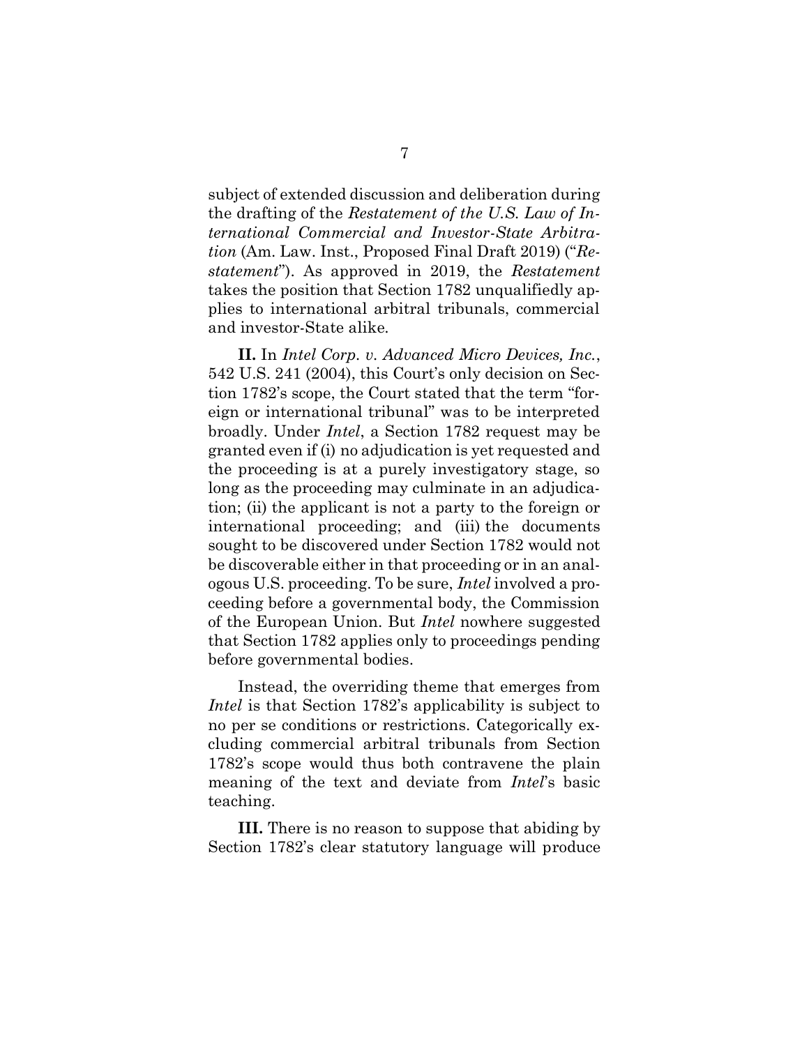subject of extended discussion and deliberation during the drafting of the *Restatement of the U.S. Law of International Commercial and Investor-State Arbitration* (Am. Law. Inst., Proposed Final Draft 2019) ("*Restatement*"). As approved in 2019, the *Restatement* takes the position that Section 1782 unqualifiedly applies to international arbitral tribunals, commercial and investor-State alike.

**II.** In *Intel Corp. v. Advanced Micro Devices, Inc.*, 542 U.S. 241 (2004), this Court's only decision on Section 1782's scope, the Court stated that the term "foreign or international tribunal" was to be interpreted broadly. Under *Intel*, a Section 1782 request may be granted even if (i) no adjudication is yet requested and the proceeding is at a purely investigatory stage, so long as the proceeding may culminate in an adjudication; (ii) the applicant is not a party to the foreign or international proceeding; and (iii) the documents sought to be discovered under Section 1782 would not be discoverable either in that proceeding or in an analogous U.S. proceeding. To be sure, *Intel* involved a proceeding before a governmental body, the Commission of the European Union. But *Intel* nowhere suggested that Section 1782 applies only to proceedings pending before governmental bodies.

Instead, the overriding theme that emerges from *Intel* is that Section 1782's applicability is subject to no per se conditions or restrictions. Categorically excluding commercial arbitral tribunals from Section 1782's scope would thus both contravene the plain meaning of the text and deviate from *Intel*'s basic teaching.

**III.** There is no reason to suppose that abiding by Section 1782's clear statutory language will produce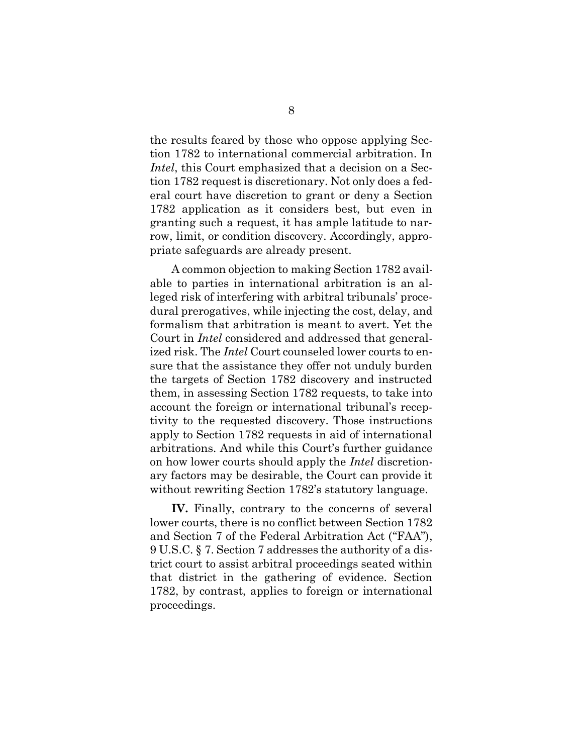the results feared by those who oppose applying Section 1782 to international commercial arbitration. In *Intel*, this Court emphasized that a decision on a Section 1782 request is discretionary. Not only does a federal court have discretion to grant or deny a Section 1782 application as it considers best, but even in granting such a request, it has ample latitude to narrow, limit, or condition discovery. Accordingly, appropriate safeguards are already present.

A common objection to making Section 1782 available to parties in international arbitration is an alleged risk of interfering with arbitral tribunals' procedural prerogatives, while injecting the cost, delay, and formalism that arbitration is meant to avert. Yet the Court in *Intel* considered and addressed that generalized risk. The *Intel* Court counseled lower courts to ensure that the assistance they offer not unduly burden the targets of Section 1782 discovery and instructed them, in assessing Section 1782 requests, to take into account the foreign or international tribunal's receptivity to the requested discovery. Those instructions apply to Section 1782 requests in aid of international arbitrations. And while this Court's further guidance on how lower courts should apply the *Intel* discretionary factors may be desirable, the Court can provide it without rewriting Section 1782's statutory language.

**IV.** Finally, contrary to the concerns of several lower courts, there is no conflict between Section 1782 and Section 7 of the Federal Arbitration Act ("FAA"), 9 U.S.C. § 7. Section 7 addresses the authority of a district court to assist arbitral proceedings seated within that district in the gathering of evidence. Section 1782, by contrast, applies to foreign or international proceedings.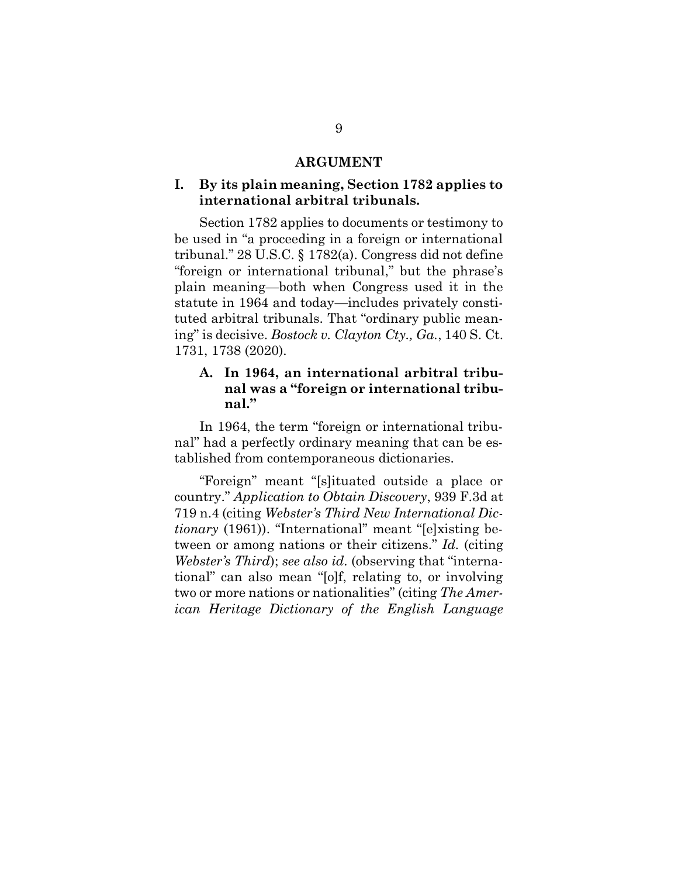## ARGUMENT

### I. By its plain meaning, Section 1782 applies to international arbitral tribunals.

Section 1782 applies to documents or testimony to be used in "a proceeding in a foreign or international tribunal." 28 U.S.C. § 1782(a). Congress did not define "foreign or international tribunal," but the phrase's plain meaning—both when Congress used it in the statute in 1964 and today—includes privately constituted arbitral tribunals. That "ordinary public meaning" is decisive. *Bostock v. Clayton Cty., Ga.*, 140 S. Ct. 1731, 1738 (2020).

#### A. In 1964, an international arbitral tribunal was a "foreign or international tribunal."

In 1964, the term "foreign or international tribunal" had a perfectly ordinary meaning that can be established from contemporaneous dictionaries.

"Foreign" meant "[s]ituated outside a place or country." *Application to Obtain Discovery*, 939 F.3d at 719 n.4 (citing *Webster's Third New International Dictionary* (1961)). "International" meant "[e]xisting between or among nations or their citizens." *Id.* (citing *Webster's Third*); *see also id.* (observing that "international" can also mean "[o]f, relating to, or involving two or more nations or nationalities" (citing *The American Heritage Dictionary of the English Language*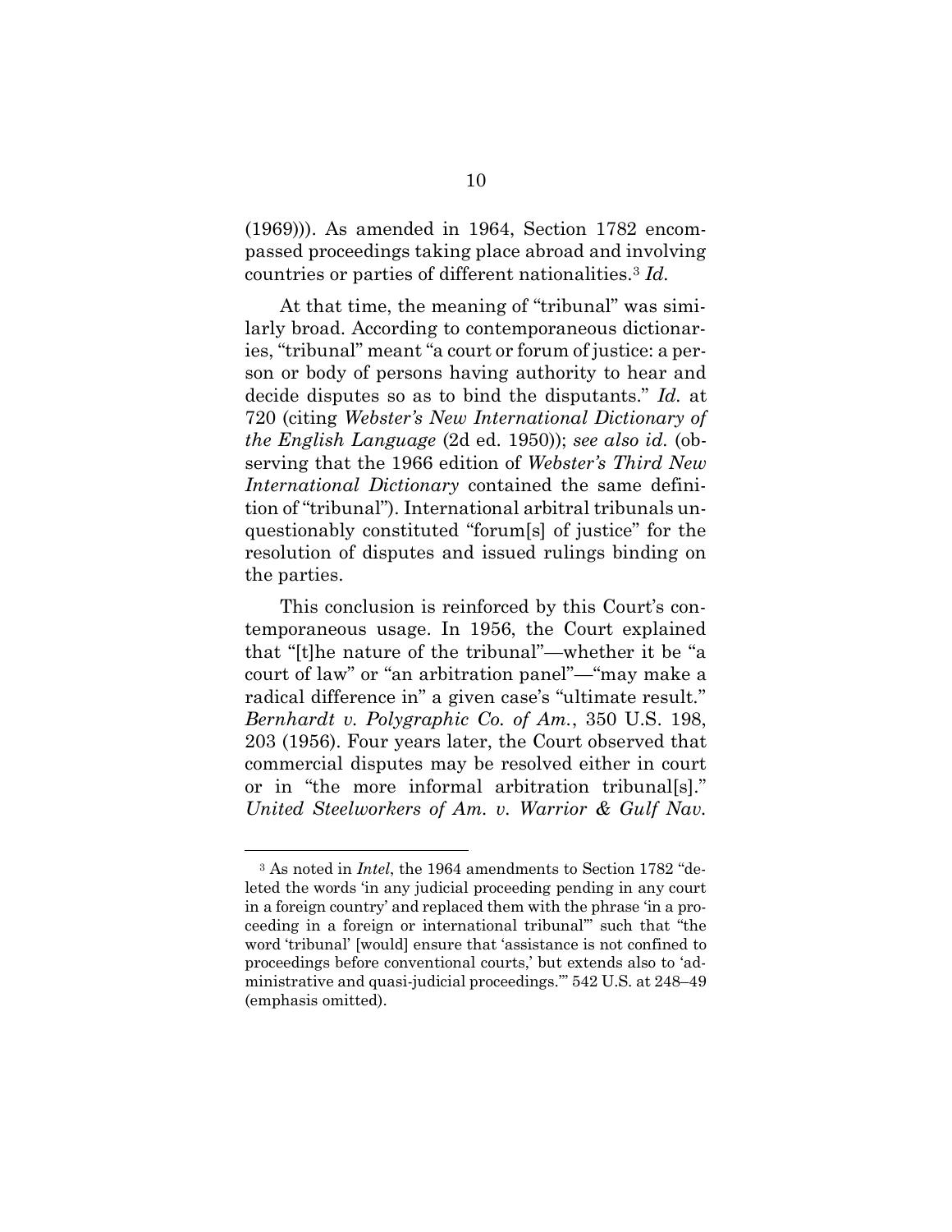(1969))). As amended in 1964, Section 1782 encompassed proceedings taking place abroad and involving countries or parties of different nationalities.[3] *Id.*

At that time, the meaning of "tribunal" was similarly broad. According to contemporaneous dictionaries, "tribunal" meant "a court or forum of justice: a person or body of persons having authority to hear and decide disputes so as to bind the disputants." *Id.* at 720 (citing *Webster's New International Dictionary of the English Language* (2d ed. 1950)); *see also id.* (observing that the 1966 edition of *Webster's Third New International Dictionary* contained the same definition of "tribunal"). International arbitral tribunals unquestionably constituted "forum[s] of justice" for the resolution of disputes and issued rulings binding on the parties.

This conclusion is reinforced by this Court's contemporaneous usage. In 1956, the Court explained that "[t]he nature of the tribunal"—whether it be "a court of law" or "an arbitration panel"—"may make a radical difference in" a given case's "ultimate result." *Bernhardt v. Polygraphic Co. of Am.*, 350 U.S. 198, 203 (1956). Four years later, the Court observed that commercial disputes may be resolved either in court or in "the more informal arbitration tribunal[s]." *United Steelworkers of Am. v. Warrior & Gulf Nav.*

---

[3] As noted in *Intel*, the 1964 amendments to Section 1782 "deleted the words 'in any judicial proceeding pending in any court in a foreign country' and replaced them with the phrase 'in a proceeding in a foreign or international tribunal'" such that "the word 'tribunal' [would] ensure that 'assistance is not confined to proceedings before conventional courts,' but extends also to 'administrative and quasi-judicial proceedings.'" 542 U.S. at 248–49 (emphasis omitted).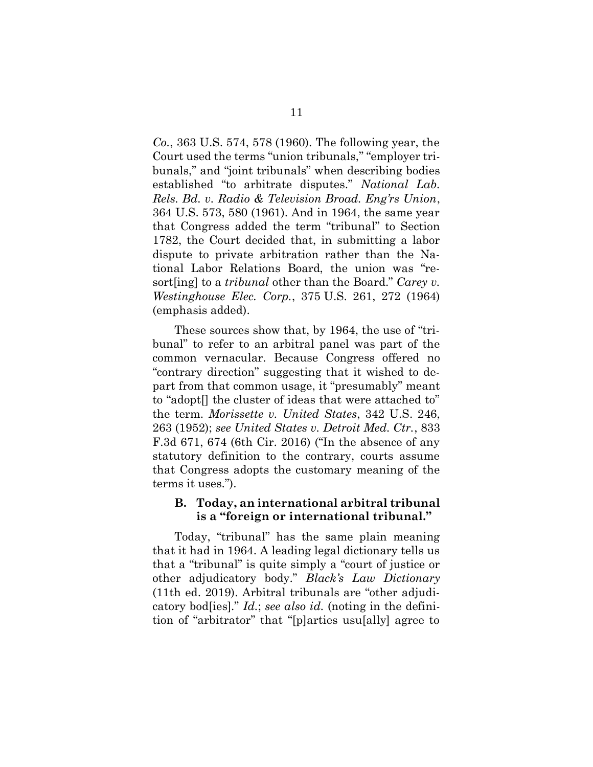*Co.*, 363 U.S. 574, 578 (1960). The following year, the Court used the terms "union tribunals," "employer tribunals," and "joint tribunals" when describing bodies established "to arbitrate disputes." *National Lab. Rels. Bd. v. Radio & Television Broad. Eng'rs Union*, 364 U.S. 573, 580 (1961). And in 1964, the same year that Congress added the term "tribunal" to Section 1782, the Court decided that, in submitting a labor dispute to private arbitration rather than the National Labor Relations Board, the union was "resort[ing] to a *tribunal* other than the Board." *Carey v. Westinghouse Elec. Corp.*, 375 U.S. 261, 272 (1964) (emphasis added).

These sources show that, by 1964, the use of "tribunal" to refer to an arbitral panel was part of the common vernacular. Because Congress offered no "contrary direction" suggesting that it wished to depart from that common usage, it "presumably" meant to "adopt[] the cluster of ideas that were attached to" the term. *Morissette v. United States*, 342 U.S. 246, 263 (1952); *see United States v. Detroit Med. Ctr.*, 833 F.3d 671, 674 (6th Cir. 2016) ("In the absence of any statutory definition to the contrary, courts assume that Congress adopts the customary meaning of the terms it uses.").

### B. Today, an international arbitral tribunal is a "foreign or international tribunal."

Today, "tribunal" has the same plain meaning that it had in 1964. A leading legal dictionary tells us that a "tribunal" is quite simply a "court of justice or other adjudicatory body." *Black's Law Dictionary* (11th ed. 2019). Arbitral tribunals are "other adjudicatory bod[ies]." *Id.*; *see also id.* (noting in the definition of "arbitrator" that "[p]arties usu[ally] agree to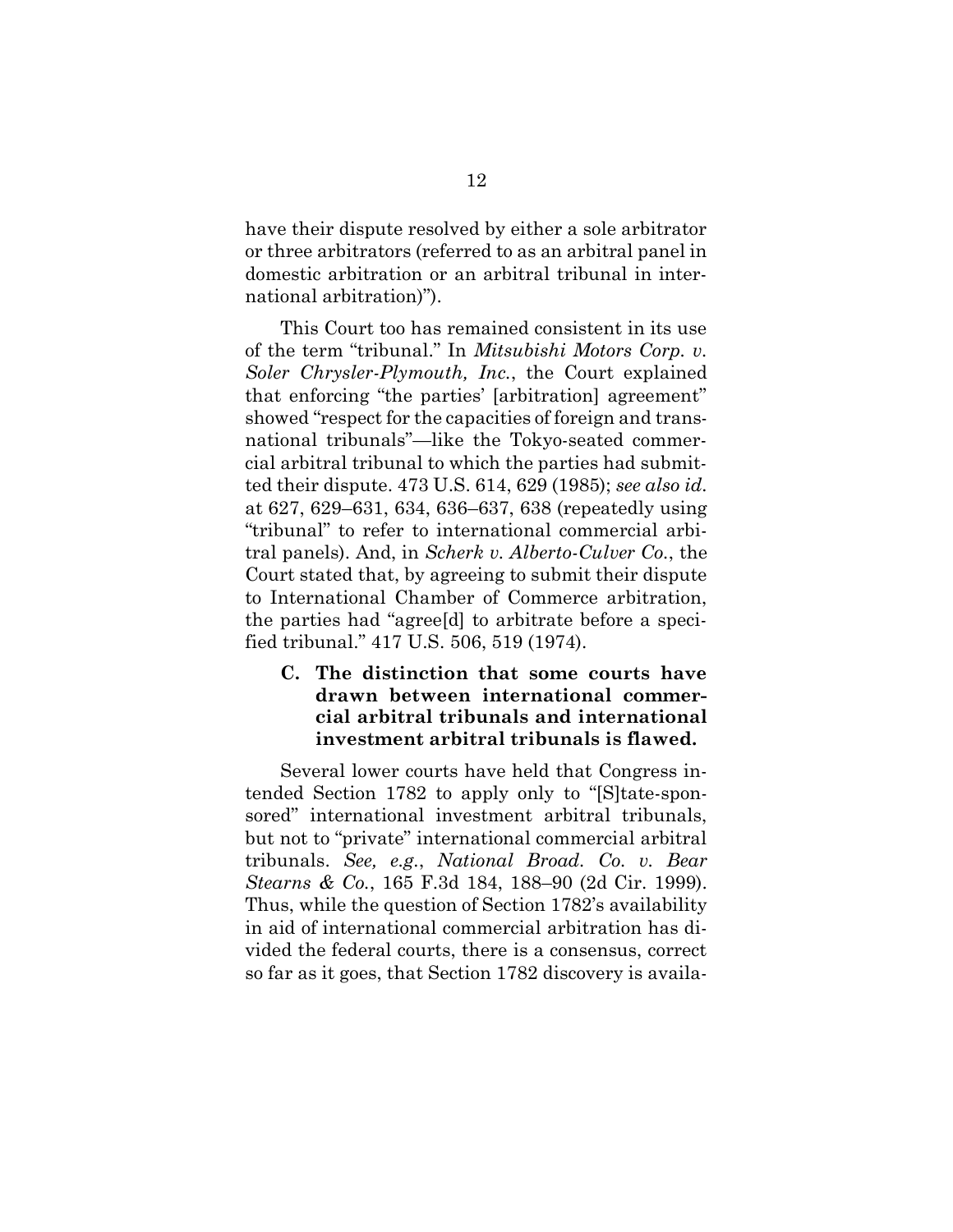have their dispute resolved by either a sole arbitrator or three arbitrators (referred to as an arbitral panel in domestic arbitration or an arbitral tribunal in international arbitration)").

This Court too has remained consistent in its use of the term "tribunal." In *Mitsubishi Motors Corp. v. Soler Chrysler-Plymouth, Inc.*, the Court explained that enforcing "the parties' [arbitration] agreement" showed "respect for the capacities of foreign and transnational tribunals"—like the Tokyo-seated commercial arbitral tribunal to which the parties had submitted their dispute. 473 U.S. 614, 629 (1985); *see also id.* at 627, 629–631, 634, 636–637, 638 (repeatedly using "tribunal" to refer to international commercial arbitral panels). And, in *Scherk v. Alberto-Culver Co.*, the Court stated that, by agreeing to submit their dispute to International Chamber of Commerce arbitration, the parties had "agree[d] to arbitrate before a specified tribunal." 417 U.S. 506, 519 (1974).

### C. The distinction that some courts have drawn between international commercial arbitral tribunals and international investment arbitral tribunals is flawed.

Several lower courts have held that Congress intended Section 1782 to apply only to "[S]tate-sponsored" international investment arbitral tribunals, but not to "private" international commercial arbitral tribunals. *See, e.g.*, *National Broad. Co. v. Bear Stearns & Co.*, 165 F.3d 184, 188–90 (2d Cir. 1999). Thus, while the question of Section 1782's availability in aid of international commercial arbitration has divided the federal courts, there is a consensus, correct so far as it goes, that Section 1782 discovery is availa-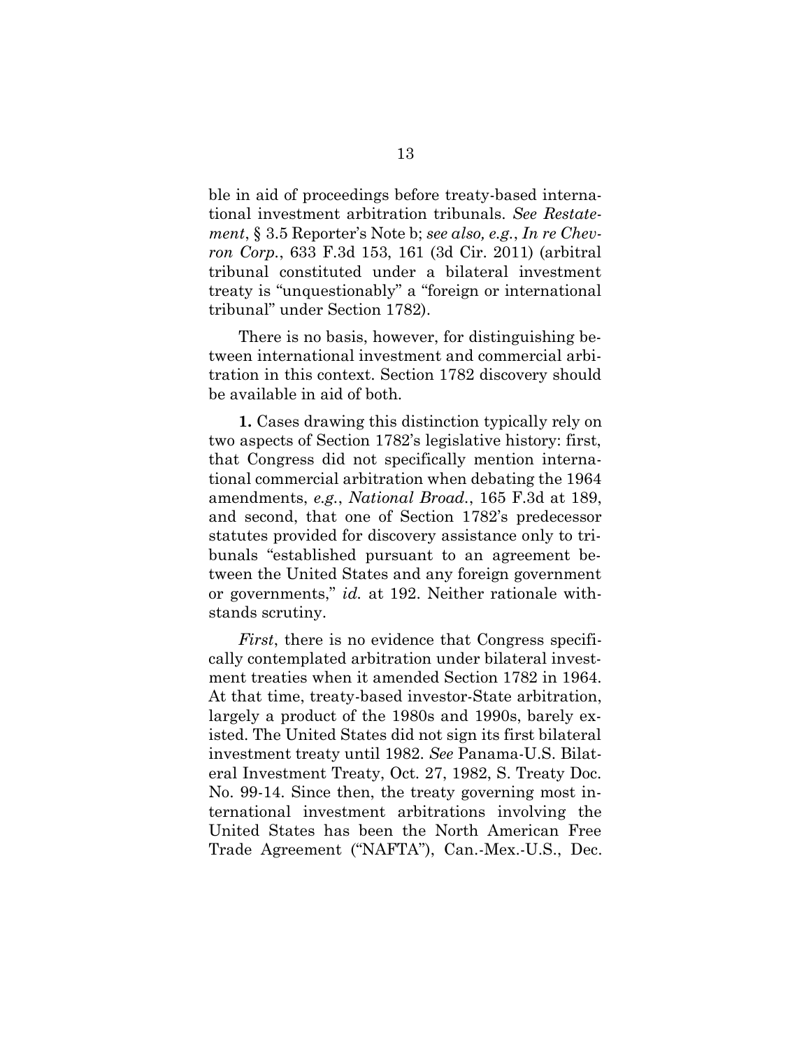ble in aid of proceedings before treaty-based international investment arbitration tribunals. *See Restatement*, § 3.5 Reporter's Note b; *see also, e.g.*, *In re Chevron Corp.*, 633 F.3d 153, 161 (3d Cir. 2011) (arbitral tribunal constituted under a bilateral investment treaty is "unquestionably" a "foreign or international tribunal" under Section 1782).

There is no basis, however, for distinguishing between international investment and commercial arbitration in this context. Section 1782 discovery should be available in aid of both.

**1.** Cases drawing this distinction typically rely on two aspects of Section 1782's legislative history: first, that Congress did not specifically mention international commercial arbitration when debating the 1964 amendments, *e.g.*, *National Broad.*, 165 F.3d at 189, and second, that one of Section 1782's predecessor statutes provided for discovery assistance only to tribunals "established pursuant to an agreement between the United States and any foreign government or governments," *id.* at 192. Neither rationale withstands scrutiny.

*First*, there is no evidence that Congress specifically contemplated arbitration under bilateral investment treaties when it amended Section 1782 in 1964. At that time, treaty-based investor-State arbitration, largely a product of the 1980s and 1990s, barely existed. The United States did not sign its first bilateral investment treaty until 1982. *See* Panama-U.S. Bilateral Investment Treaty, Oct. 27, 1982, S. Treaty Doc. No. 99-14. Since then, the treaty governing most international investment arbitrations involving the United States has been the North American Free Trade Agreement ("NAFTA"), Can.-Mex.-U.S., Dec.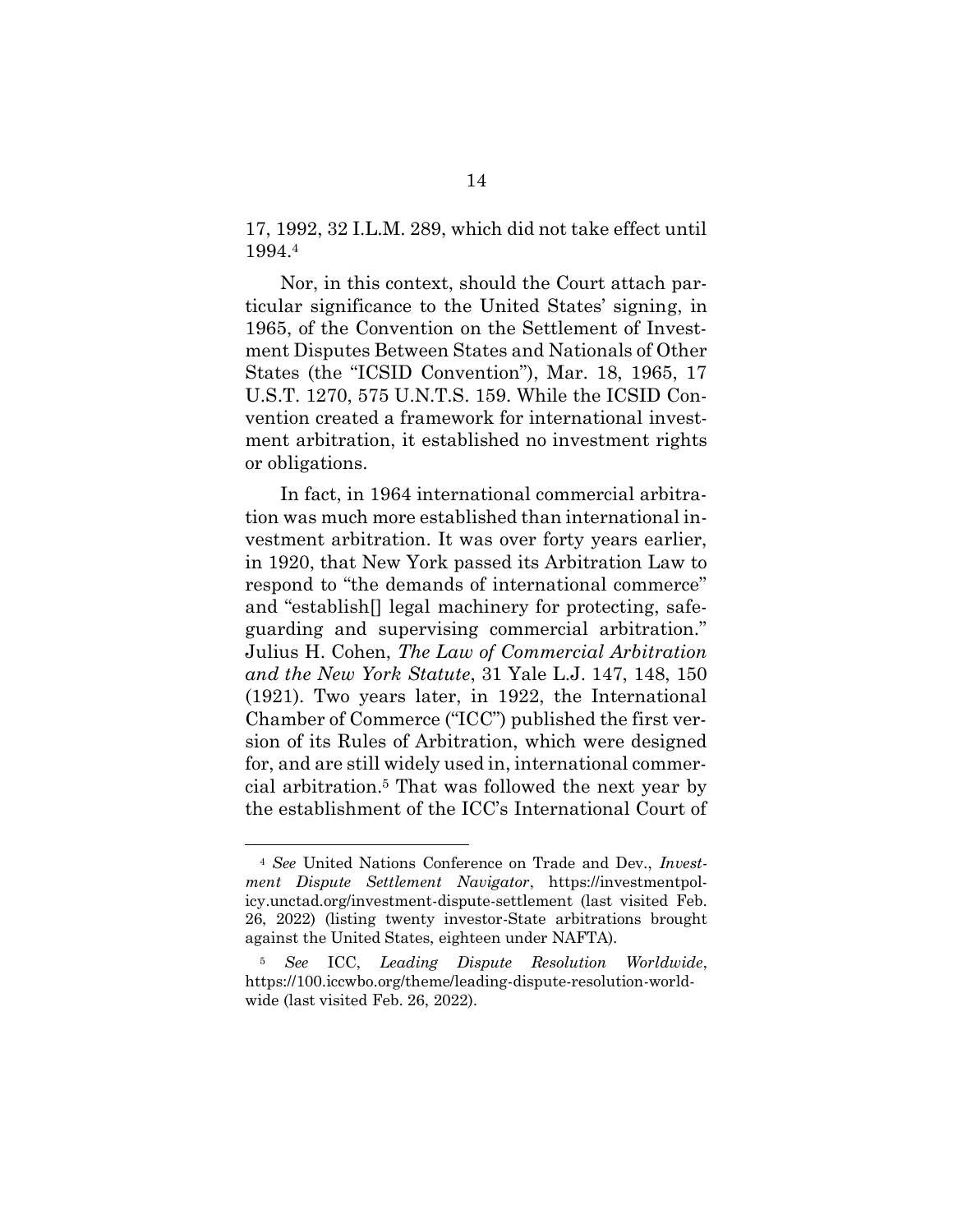17, 1992, 32 I.L.M. 289, which did not take effect until 1994.[4]

Nor, in this context, should the Court attach particular significance to the United States' signing, in 1965, of the Convention on the Settlement of Investment Disputes Between States and Nationals of Other States (the "ICSID Convention"), Mar. 18, 1965, 17 U.S.T. 1270, 575 U.N.T.S. 159. While the ICSID Convention created a framework for international investment arbitration, it established no investment rights or obligations.

In fact, in 1964 international commercial arbitration was much more established than international investment arbitration. It was over forty years earlier, in 1920, that New York passed its Arbitration Law to respond to "the demands of international commerce" and "establish[] legal machinery for protecting, safeguarding and supervising commercial arbitration." Julius H. Cohen, *The Law of Commercial Arbitration and the New York Statute*, 31 Yale L.J. 147, 148, 150 (1921). Two years later, in 1922, the International Chamber of Commerce ("ICC") published the first version of its Rules of Arbitration, which were designed for, and are still widely used in, international commercial arbitration.[5] That was followed the next year by the establishment of the ICC's International Court of

---

[4] *See* United Nations Conference on Trade and Dev., *Investment Dispute Settlement Navigator*, https://investmentpolicy.unctad.org/investment-dispute-settlement (last visited Feb. 26, 2022) (listing twenty investor-State arbitrations brought against the United States, eighteen under NAFTA).

[5] *See* ICC, *Leading Dispute Resolution Worldwide*, https://100.iccwbo.org/theme/leading-dispute-resolution-worldwide (last visited Feb. 26, 2022).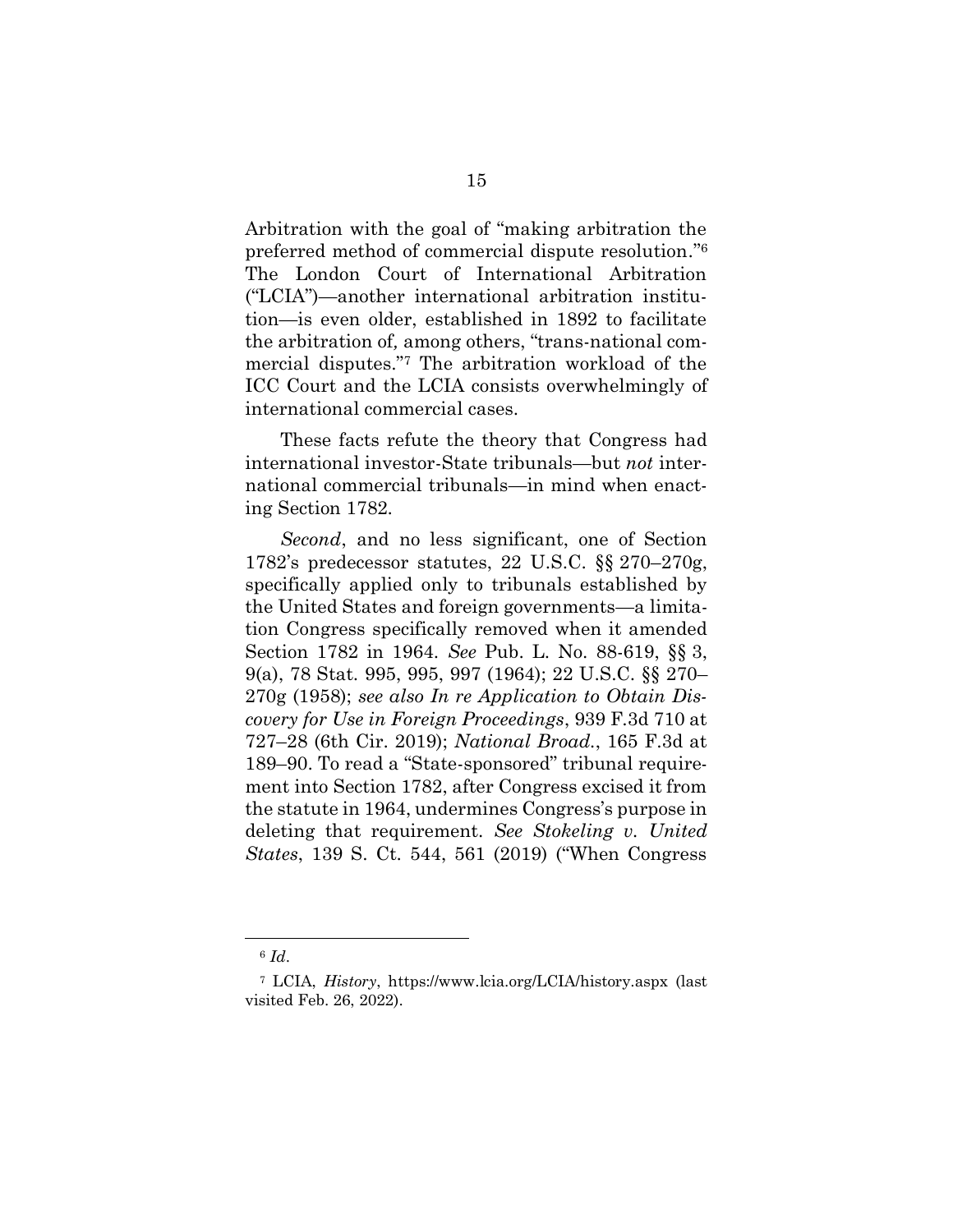Arbitration with the goal of "making arbitration the preferred method of commercial dispute resolution."[6] The London Court of International Arbitration ("LCIA")—another international arbitration institution—is even older, established in 1892 to facilitate the arbitration of, among others, "trans-national commercial disputes."[7] The arbitration workload of the ICC Court and the LCIA consists overwhelmingly of international commercial cases.

These facts refute the theory that Congress had international investor-State tribunals—but *not* international commercial tribunals—in mind when enacting Section 1782.

*Second*, and no less significant, one of Section 1782's predecessor statutes, 22 U.S.C. §§ 270–270g, specifically applied only to tribunals established by the United States and foreign governments—a limitation Congress specifically removed when it amended Section 1782 in 1964. *See* Pub. L. No. 88-619, §§ 3, 9(a), 78 Stat. 995, 995, 997 (1964); 22 U.S.C. §§ 270–270g (1958); *see also In re Application to Obtain Discovery for Use in Foreign Proceedings*, 939 F.3d 710 at 727–28 (6th Cir. 2019); *National Broad.*, 165 F.3d at 189–90. To read a "State-sponsored" tribunal requirement into Section 1782, after Congress excised it from the statute in 1964, undermines Congress's purpose in deleting that requirement. *See Stokeling v. United States*, 139 S. Ct. 544, 561 (2019) ("When Congress

---

[6] *Id*.

[7] LCIA, *History*, https://www.lcia.org/LCIA/history.aspx (last visited Feb. 26, 2022).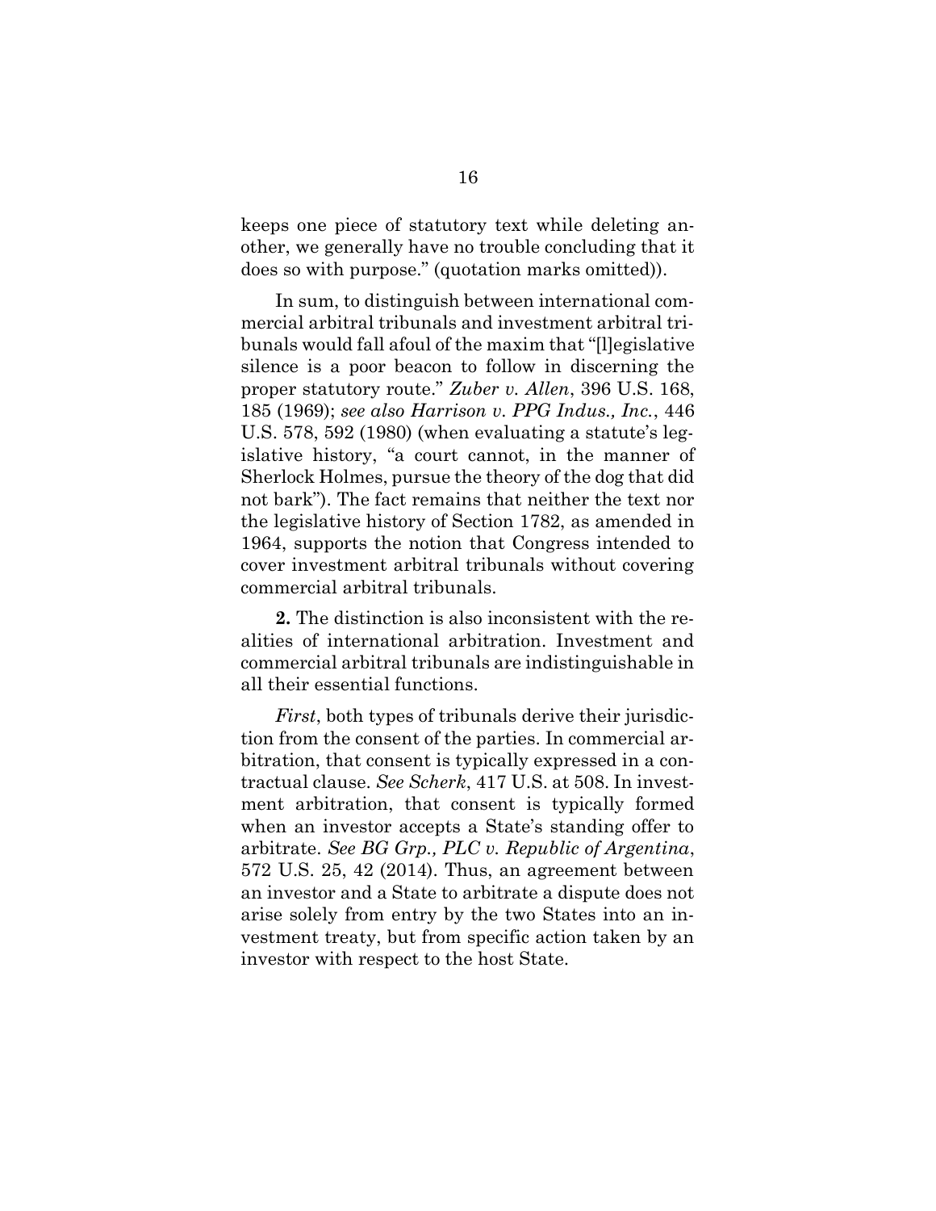keeps one piece of statutory text while deleting another, we generally have no trouble concluding that it does so with purpose." (quotation marks omitted)).

In sum, to distinguish between international commercial arbitral tribunals and investment arbitral tribunals would fall afoul of the maxim that "[l]egislative silence is a poor beacon to follow in discerning the proper statutory route." *Zuber v. Allen*, 396 U.S. 168, 185 (1969); *see also Harrison v. PPG Indus., Inc.*, 446 U.S. 578, 592 (1980) (when evaluating a statute's legislative history, "a court cannot, in the manner of Sherlock Holmes, pursue the theory of the dog that did not bark"). The fact remains that neither the text nor the legislative history of Section 1782, as amended in 1964, supports the notion that Congress intended to cover investment arbitral tribunals without covering commercial arbitral tribunals.

**2.** The distinction is also inconsistent with the realities of international arbitration. Investment and commercial arbitral tribunals are indistinguishable in all their essential functions.

*First*, both types of tribunals derive their jurisdiction from the consent of the parties. In commercial arbitration, that consent is typically expressed in a contractual clause. *See Scherk*, 417 U.S. at 508. In investment arbitration, that consent is typically formed when an investor accepts a State's standing offer to arbitrate. *See BG Grp., PLC v. Republic of Argentina*, 572 U.S. 25, 42 (2014). Thus, an agreement between an investor and a State to arbitrate a dispute does not arise solely from entry by the two States into an investment treaty, but from specific action taken by an investor with respect to the host State.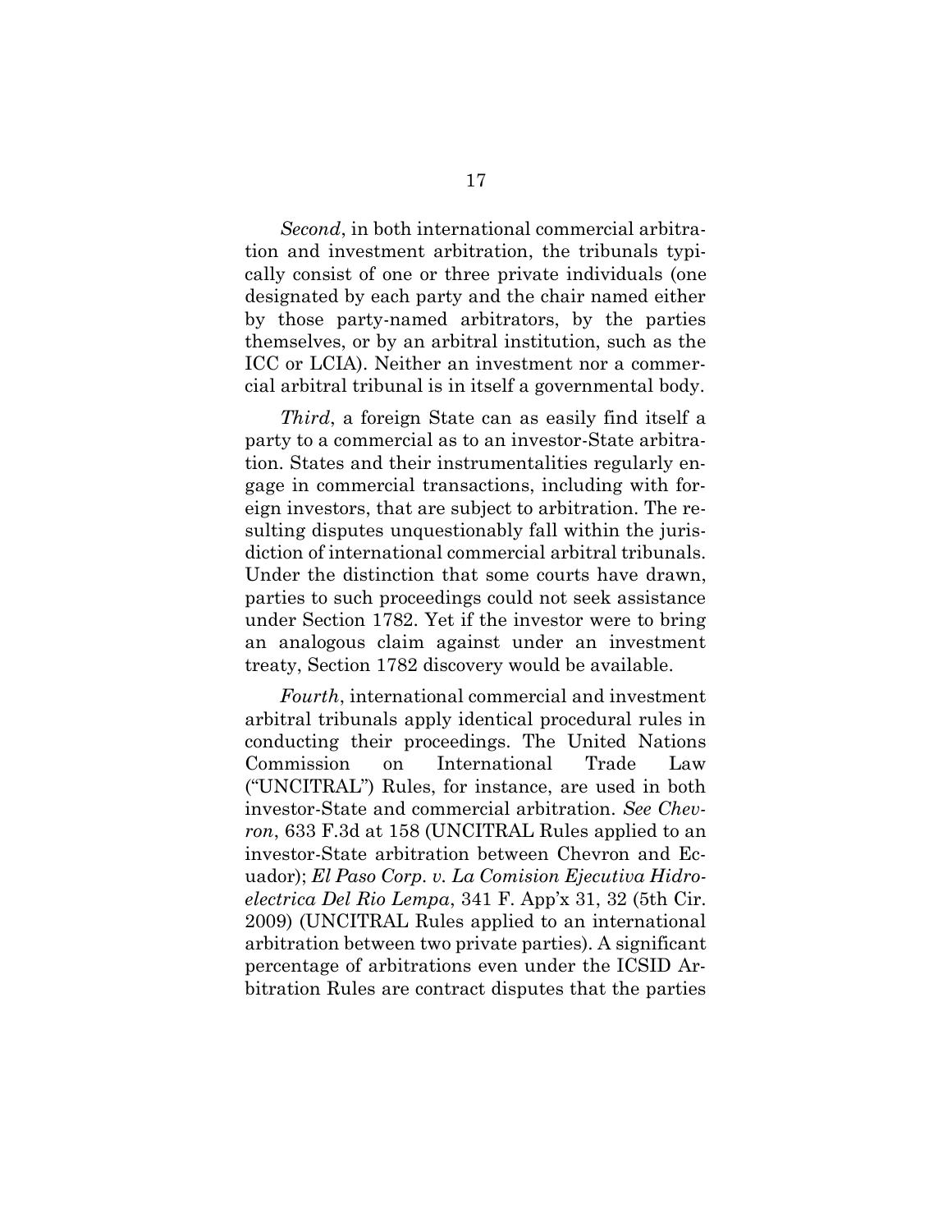*Second*, in both international commercial arbitration and investment arbitration, the tribunals typically consist of one or three private individuals (one designated by each party and the chair named either by those party-named arbitrators, by the parties themselves, or by an arbitral institution, such as the ICC or LCIA). Neither an investment nor a commercial arbitral tribunal is in itself a governmental body.

*Third*, a foreign State can as easily find itself a party to a commercial as to an investor-State arbitration. States and their instrumentalities regularly engage in commercial transactions, including with foreign investors, that are subject to arbitration. The resulting disputes unquestionably fall within the jurisdiction of international commercial arbitral tribunals. Under the distinction that some courts have drawn, parties to such proceedings could not seek assistance under Section 1782. Yet if the investor were to bring an analogous claim against under an investment treaty, Section 1782 discovery would be available.

*Fourth*, international commercial and investment arbitral tribunals apply identical procedural rules in conducting their proceedings. The United Nations Commission on International Trade Law ("UNCITRAL") Rules, for instance, are used in both investor-State and commercial arbitration. *See Chevron*, 633 F.3d at 158 (UNCITRAL Rules applied to an investor-State arbitration between Chevron and Ecuador); *El Paso Corp. v. La Comision Ejecutiva Hidroelectrica Del Rio Lempa*, 341 F. App'x 31, 32 (5th Cir. 2009) (UNCITRAL Rules applied to an international arbitration between two private parties). A significant percentage of arbitrations even under the ICSID Arbitration Rules are contract disputes that the parties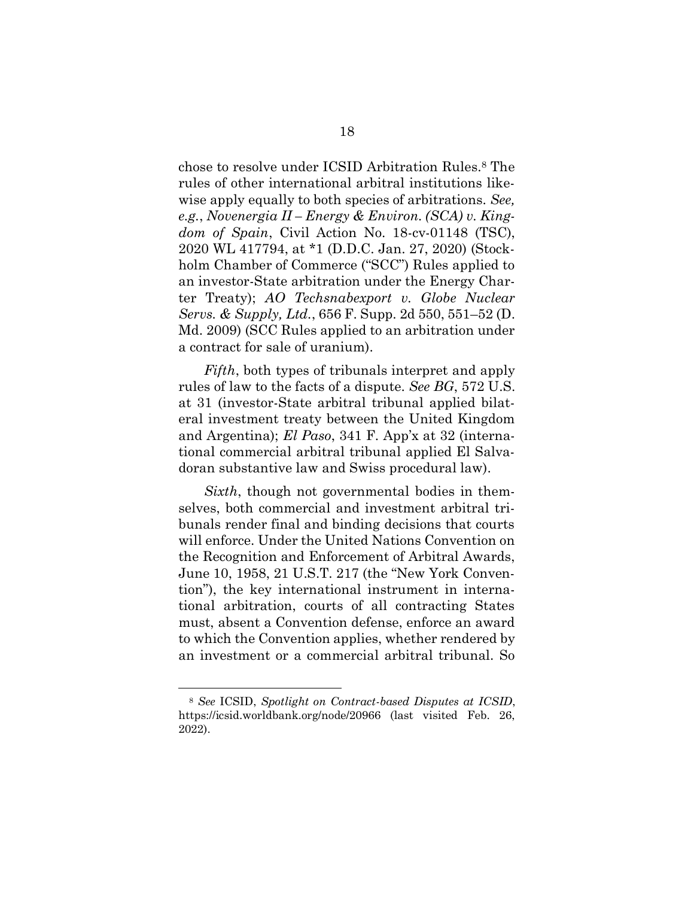chose to resolve under ICSID Arbitration Rules.[8] The rules of other international arbitral institutions likewise apply equally to both species of arbitrations. *See, e.g.*, *Novenergia II – Energy & Environ. (SCA) v. Kingdom of Spain*, Civil Action No. 18-cv-01148 (TSC), 2020 WL 417794, at *1 (D.D.C. Jan. 27, 2020) (Stockholm Chamber of Commerce ("SCC") Rules applied to an investor-State arbitration under the Energy Charter Treaty); *AO Techsnabexport v. Globe Nuclear Servs. & Supply, Ltd.*, 656 F. Supp. 2d 550, 551–52 (D. Md. 2009) (SCC Rules applied to an arbitration under a contract for sale of uranium).

*Fifth*, both types of tribunals interpret and apply rules of law to the facts of a dispute. *See BG*, 572 U.S. at 31 (investor-State arbitral tribunal applied bilateral investment treaty between the United Kingdom and Argentina); *El Paso*, 341 F. App'x at 32 (international commercial arbitral tribunal applied El Salvadoran substantive law and Swiss procedural law).

*Sixth*, though not governmental bodies in themselves, both commercial and investment arbitral tribunals render final and binding decisions that courts will enforce. Under the United Nations Convention on the Recognition and Enforcement of Arbitral Awards, June 10, 1958, 21 U.S.T. 217 (the "New York Convention"), the key international instrument in international arbitration, courts of all contracting States must, absent a Convention defense, enforce an award to which the Convention applies, whether rendered by an investment or a commercial arbitral tribunal. So

---

[8] *See* ICSID, *Spotlight on Contract-based Disputes at ICSID*, https://icsid.worldbank.org/node/20966 (last visited Feb. 26, 2022).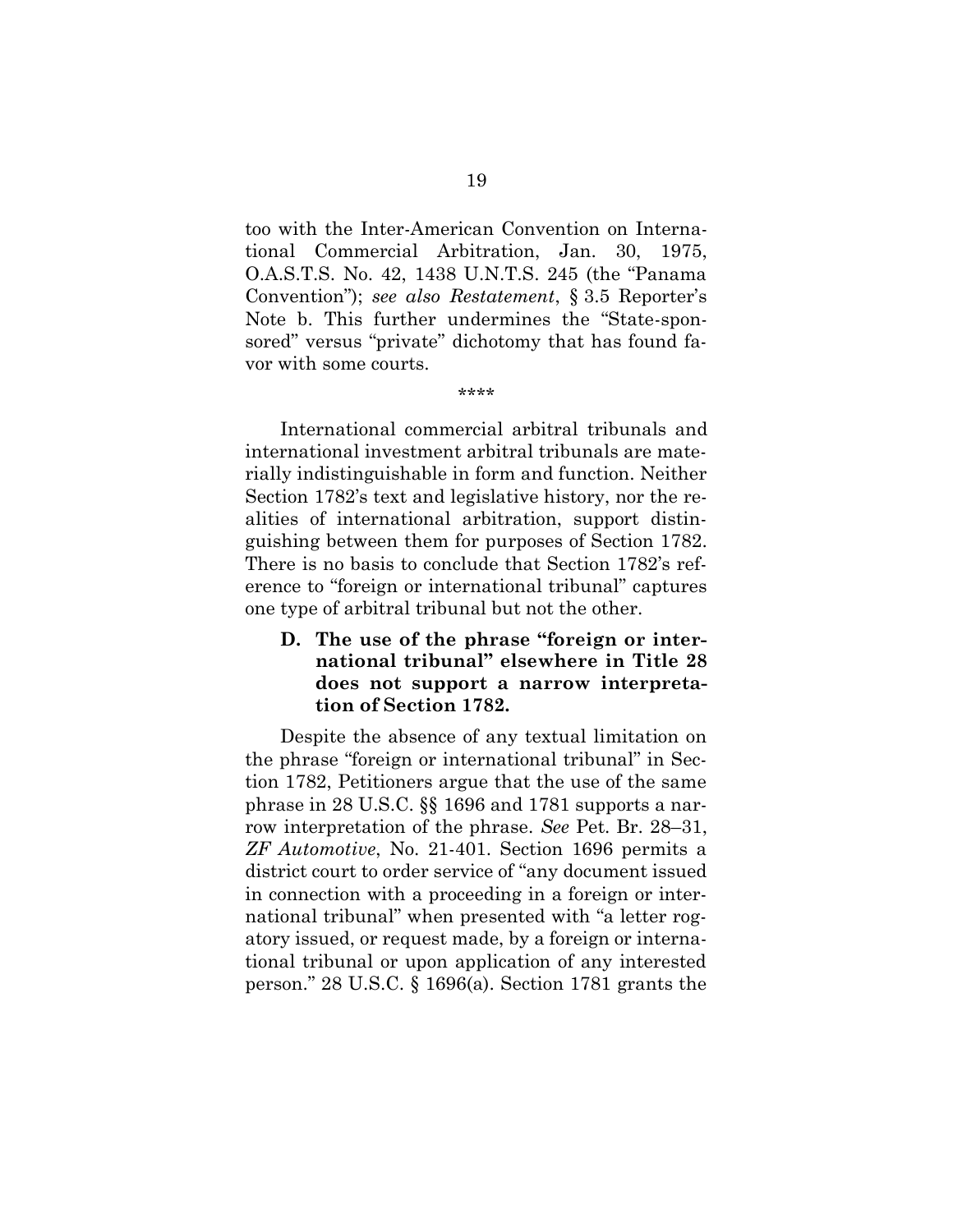too with the Inter-American Convention on International Commercial Arbitration, Jan. 30, 1975, O.A.S.T.S. No. 42, 1438 U.N.T.S. 245 (the "Panama Convention"); *see also Restatement*, § 3.5 Reporter's Note b. This further undermines the "State-sponsored" versus "private" dichotomy that has found favor with some courts.

\*\*\*\*

International commercial arbitral tribunals and international investment arbitral tribunals are materially indistinguishable in form and function. Neither Section 1782's text and legislative history, nor the realities of international arbitration, support distinguishing between them for purposes of Section 1782. There is no basis to conclude that Section 1782's reference to "foreign or international tribunal" captures one type of arbitral tribunal but not the other.

### D. The use of the phrase "foreign or international tribunal" elsewhere in Title 28 does not support a narrow interpretation of Section 1782.

Despite the absence of any textual limitation on the phrase "foreign or international tribunal" in Section 1782, Petitioners argue that the use of the same phrase in 28 U.S.C. §§ 1696 and 1781 supports a narrow interpretation of the phrase. *See* Pet. Br. 28–31, *ZF Automotive*, No. 21-401. Section 1696 permits a district court to order service of "any document issued in connection with a proceeding in a foreign or international tribunal" when presented with "a letter rogatory issued, or request made, by a foreign or international tribunal or upon application of any interested person." 28 U.S.C. § 1696(a). Section 1781 grants the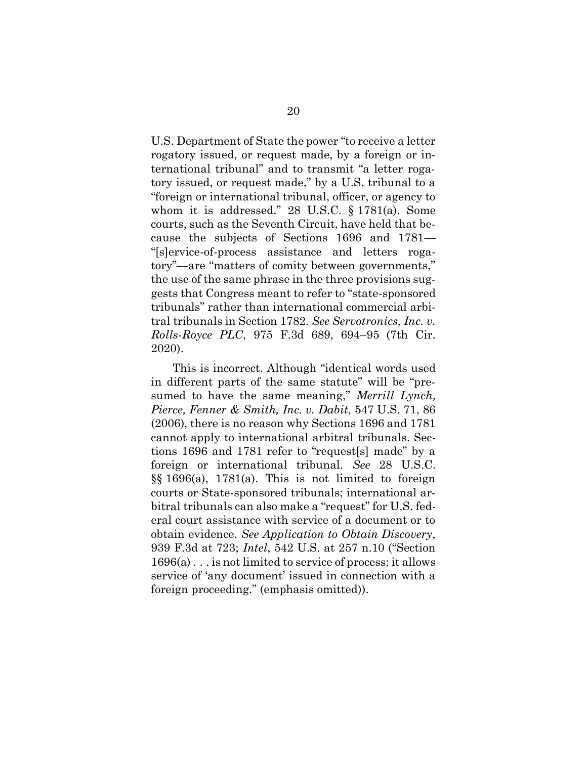U.S. Department of State the power "to receive a letter rogatory issued, or request made, by a foreign or international tribunal" and to transmit "a letter rogatory issued, or request made," by a U.S. tribunal to a "foreign or international tribunal, officer, or agency to whom it is addressed." 28 U.S.C. § 1781(a). Some courts, such as the Seventh Circuit, have held that because the subjects of Sections 1696 and 1781—"[s]ervice-of-process assistance and letters rogatory"—are "matters of comity between governments," the use of the same phrase in the three provisions suggests that Congress meant to refer to "state-sponsored tribunals" rather than international commercial arbitral tribunals in Section 1782. *See Servotronics, Inc. v. Rolls-Royce PLC*, 975 F.3d 689, 694–95 (7th Cir. 2020).

This is incorrect. Although "identical words used in different parts of the same statute" will be "presumed to have the same meaning," *Merrill Lynch, Pierce, Fenner & Smith, Inc. v. Dabit*, 547 U.S. 71, 86 (2006), there is no reason why Sections 1696 and 1781 cannot apply to international arbitral tribunals. Sections 1696 and 1781 refer to "request[s] made" by a foreign or international tribunal. *See* 28 U.S.C. §§ 1696(a), 1781(a). This is not limited to foreign courts or State-sponsored tribunals; international arbitral tribunals can also make a "request" for U.S. federal court assistance with service of a document or to obtain evidence. *See Application to Obtain Discovery*, 939 F.3d at 723; *Intel*, 542 U.S. at 257 n.10 ("Section 1696(a) . . . is not limited to service of process; it allows service of 'any document' issued in connection with a foreign proceeding." (emphasis omitted)).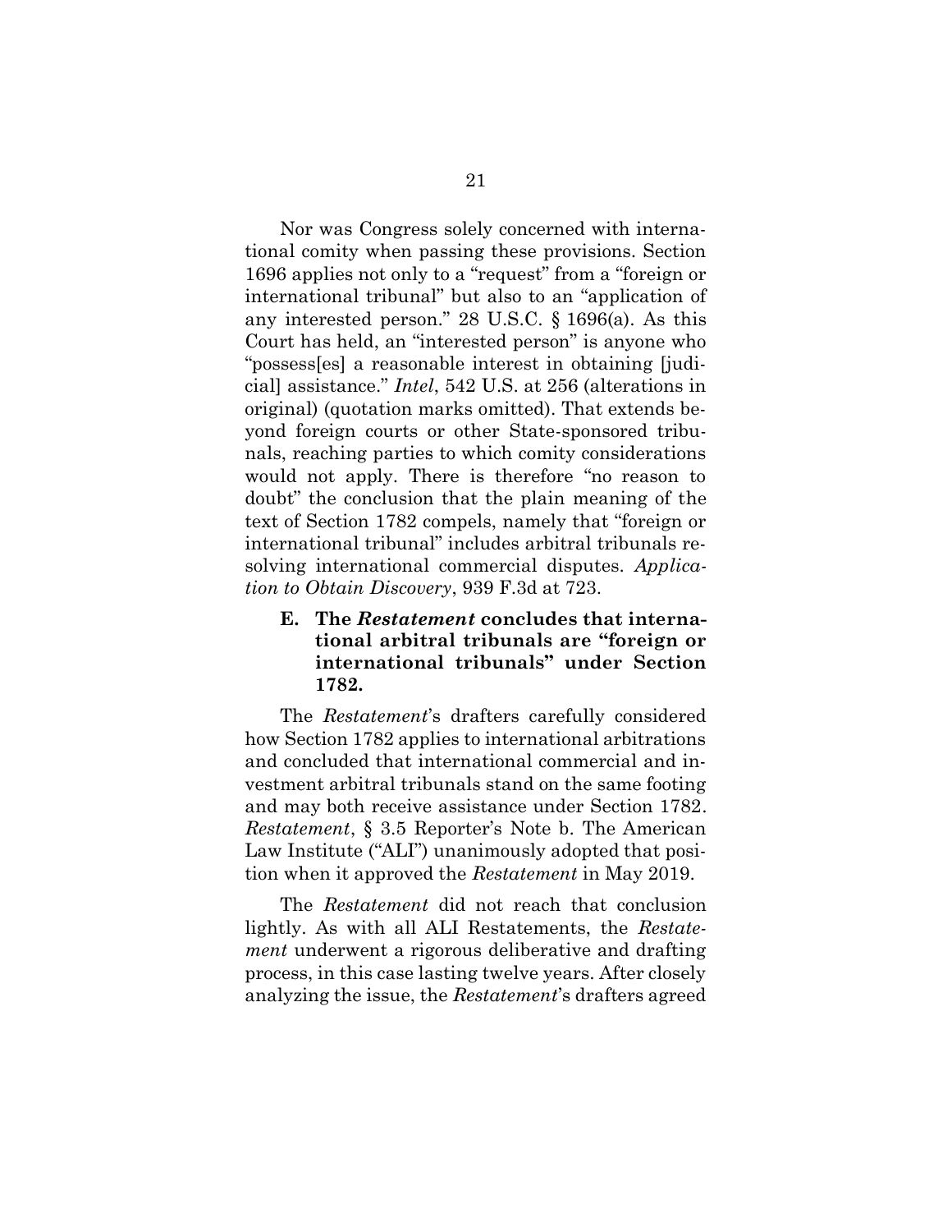Nor was Congress solely concerned with international comity when passing these provisions. Section 1696 applies not only to a "request" from a "foreign or international tribunal" but also to an "application of any interested person." 28 U.S.C. § 1696(a). As this Court has held, an "interested person" is anyone who "possess[es] a reasonable interest in obtaining [judicial] assistance." *Intel*, 542 U.S. at 256 (alterations in original) (quotation marks omitted). That extends beyond foreign courts or other State-sponsored tribunals, reaching parties to which comity considerations would not apply. There is therefore "no reason to doubt" the conclusion that the plain meaning of the text of Section 1782 compels, namely that "foreign or international tribunal" includes arbitral tribunals resolving international commercial disputes. *Application to Obtain Discovery*, 939 F.3d at 723.

### E. The *Restatement* concludes that international arbitral tribunals are "foreign or international tribunals" under Section 1782.

The *Restatement*'s drafters carefully considered how Section 1782 applies to international arbitrations and concluded that international commercial and investment arbitral tribunals stand on the same footing and may both receive assistance under Section 1782. *Restatement*, § 3.5 Reporter's Note b. The American Law Institute ("ALI") unanimously adopted that position when it approved the *Restatement* in May 2019.

The *Restatement* did not reach that conclusion lightly. As with all ALI Restatements, the *Restatement* underwent a rigorous deliberative and drafting process, in this case lasting twelve years. After closely analyzing the issue, the *Restatement*'s drafters agreed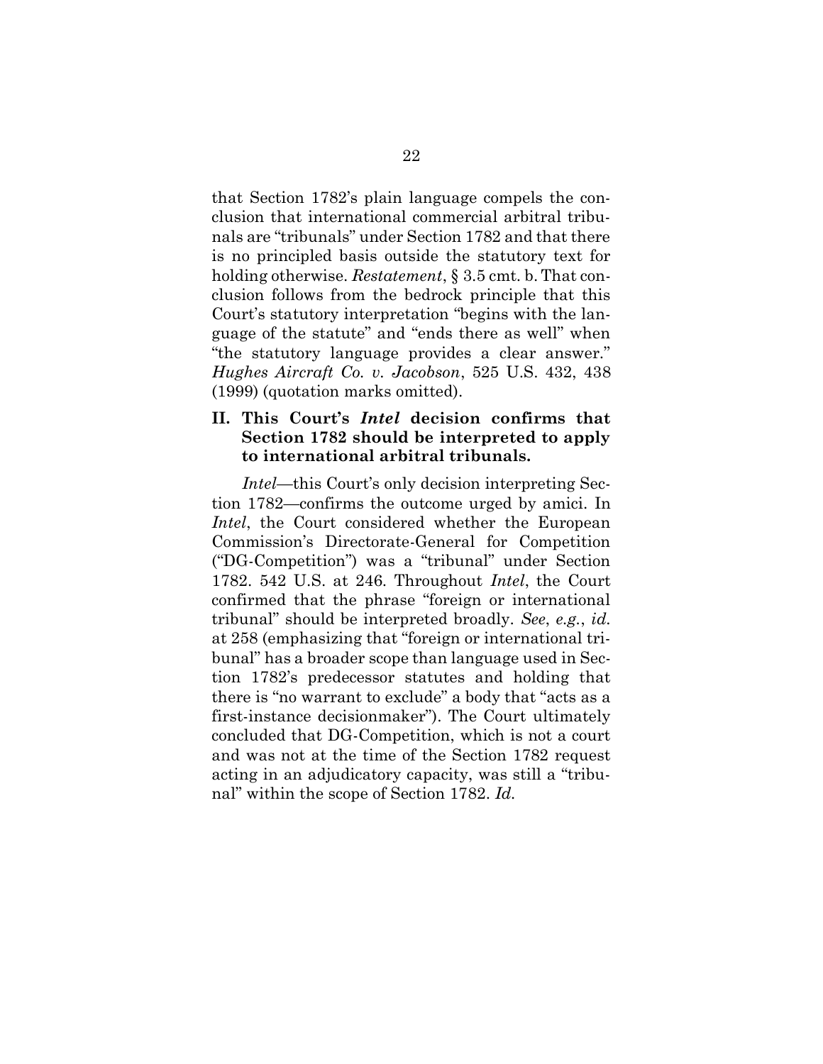that Section 1782's plain language compels the conclusion that international commercial arbitral tribunals are "tribunals" under Section 1782 and that there is no principled basis outside the statutory text for holding otherwise. *Restatement*, § 3.5 cmt. b. That conclusion follows from the bedrock principle that this Court's statutory interpretation "begins with the language of the statute" and "ends there as well" when "the statutory language provides a clear answer." *Hughes Aircraft Co. v. Jacobson*, 525 U.S. 432, 438 (1999) (quotation marks omitted).

## II. This Court's *Intel* decision confirms that Section 1782 should be interpreted to apply to international arbitral tribunals.

*Intel*—this Court's only decision interpreting Section 1782—confirms the outcome urged by amici. In *Intel*, the Court considered whether the European Commission's Directorate-General for Competition ("DG-Competition") was a "tribunal" under Section 1782. 542 U.S. at 246. Throughout *Intel*, the Court confirmed that the phrase "foreign or international tribunal" should be interpreted broadly. *See*, *e.g.*, *id.* at 258 (emphasizing that "foreign or international tribunal" has a broader scope than language used in Section 1782's predecessor statutes and holding that there is "no warrant to exclude" a body that "acts as a first-instance decisionmaker"). The Court ultimately concluded that DG-Competition, which is not a court and was not at the time of the Section 1782 request acting in an adjudicatory capacity, was still a "tribunal" within the scope of Section 1782. *Id.*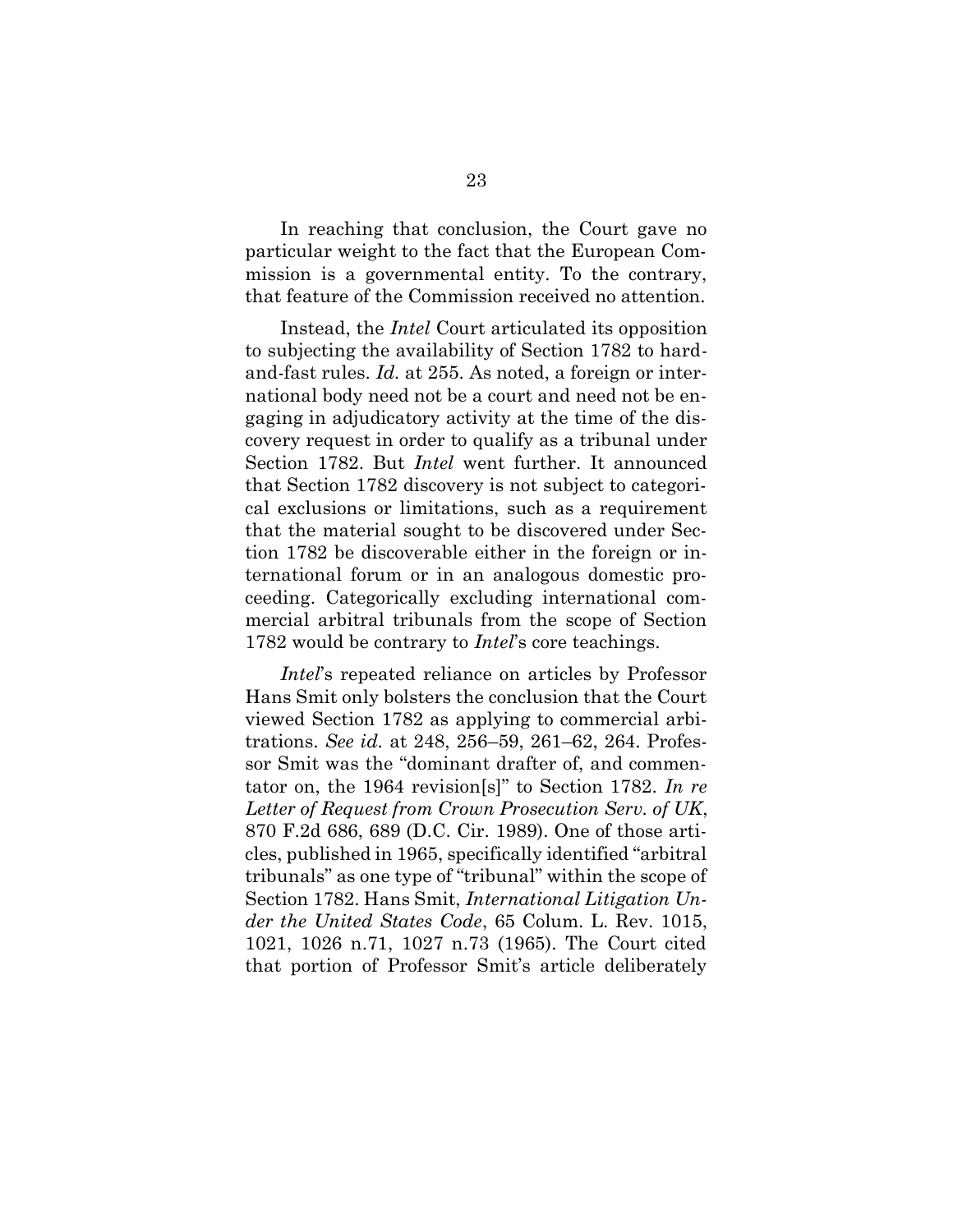In reaching that conclusion, the Court gave no particular weight to the fact that the European Commission is a governmental entity. To the contrary, that feature of the Commission received no attention.

Instead, the *Intel* Court articulated its opposition to subjecting the availability of Section 1782 to hard-and-fast rules. *Id.* at 255. As noted, a foreign or international body need not be a court and need not be engaging in adjudicatory activity at the time of the discovery request in order to qualify as a tribunal under Section 1782. But *Intel* went further. It announced that Section 1782 discovery is not subject to categorical exclusions or limitations, such as a requirement that the material sought to be discovered under Section 1782 be discoverable either in the foreign or international forum or in an analogous domestic proceeding. Categorically excluding international commercial arbitral tribunals from the scope of Section 1782 would be contrary to *Intel*'s core teachings.

*Intel*'s repeated reliance on articles by Professor Hans Smit only bolsters the conclusion that the Court viewed Section 1782 as applying to commercial arbitrations. *See id.* at 248, 256–59, 261–62, 264. Professor Smit was the "dominant drafter of, and commentator on, the 1964 revision[s]" to Section 1782. *In re Letter of Request from Crown Prosecution Serv. of UK*, 870 F.2d 686, 689 (D.C. Cir. 1989). One of those articles, published in 1965, specifically identified "arbitral tribunals" as one type of "tribunal" within the scope of Section 1782. Hans Smit, *International Litigation Under the United States Code*, 65 Colum. L. Rev. 1015, 1021, 1026 n.71, 1027 n.73 (1965). The Court cited that portion of Professor Smit's article deliberately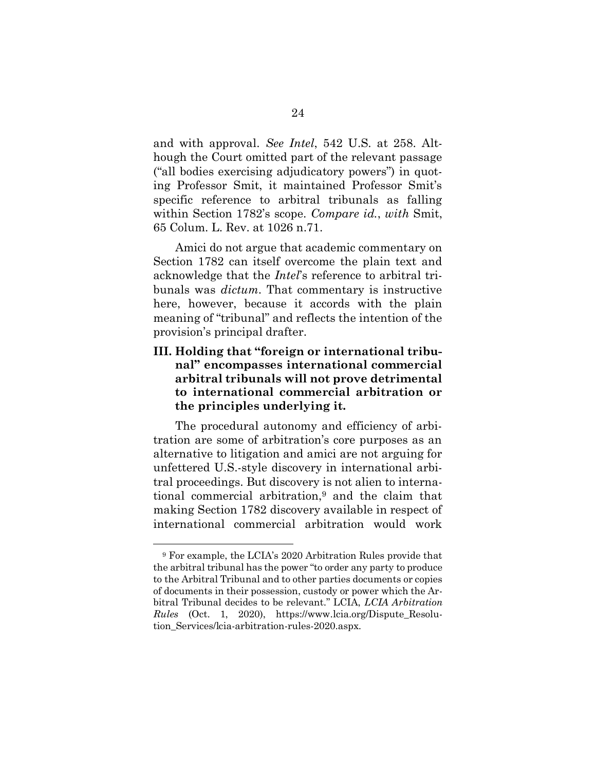and with approval. *See Intel*, 542 U.S. at 258. Although the Court omitted part of the relevant passage ("all bodies exercising adjudicatory powers") in quoting Professor Smit, it maintained Professor Smit's specific reference to arbitral tribunals as falling within Section 1782's scope. *Compare id.*, *with* Smit, 65 Colum. L. Rev. at 1026 n.71.

Amici do not argue that academic commentary on Section 1782 can itself overcome the plain text and acknowledge that the *Intel*'s reference to arbitral tribunals was *dictum*. That commentary is instructive here, however, because it accords with the plain meaning of "tribunal" and reflects the intention of the provision's principal drafter.

### III. Holding that "foreign or international tribunal" encompasses international commercial arbitral tribunals will not prove detrimental to international commercial arbitration or the principles underlying it.

The procedural autonomy and efficiency of arbitration are some of arbitration's core purposes as an alternative to litigation and amici are not arguing for unfettered U.S.-style discovery in international arbitral proceedings. But discovery is not alien to international commercial arbitration,[9] and the claim that making Section 1782 discovery available in respect of international commercial arbitration would work

---

[9] For example, the LCIA's 2020 Arbitration Rules provide that the arbitral tribunal has the power "to order any party to produce to the Arbitral Tribunal and to other parties documents or copies of documents in their possession, custody or power which the Arbitral Tribunal decides to be relevant." LCIA, *LCIA Arbitration Rules* (Oct. 1, 2020), https://www.lcia.org/Dispute_Resolution_Services/lcia-arbitration-rules-2020.aspx.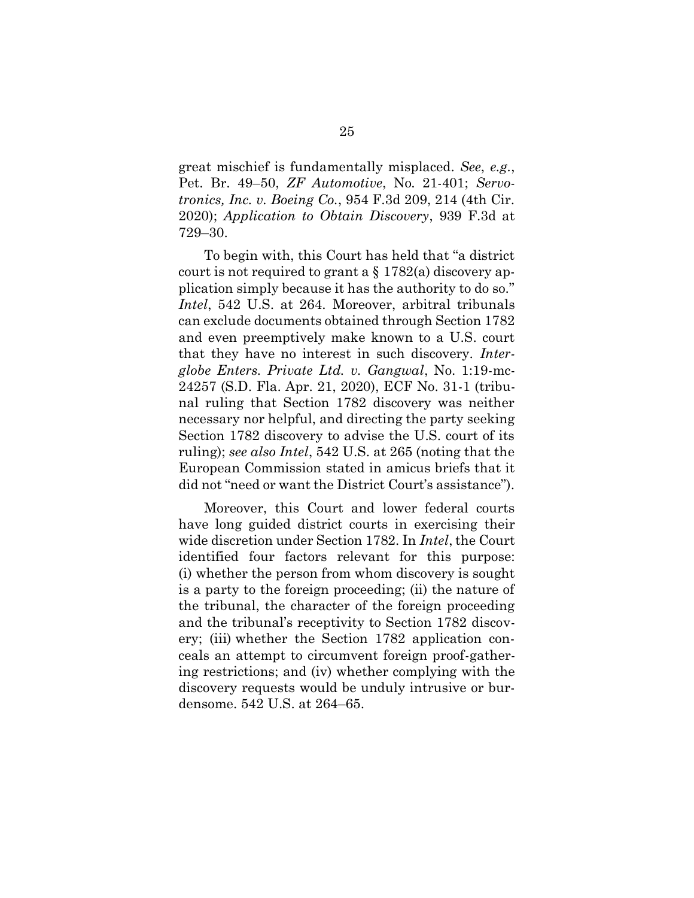great mischief is fundamentally misplaced. *See*, *e.g.*, Pet. Br. 49–50, *ZF Automotive*, No. 21-401; *Servotronics, Inc. v. Boeing Co.*, 954 F.3d 209, 214 (4th Cir. 2020); *Application to Obtain Discovery*, 939 F.3d at 729–30.

To begin with, this Court has held that "a district court is not required to grant a § 1782(a) discovery application simply because it has the authority to do so." *Intel*, 542 U.S. at 264. Moreover, arbitral tribunals can exclude documents obtained through Section 1782 and even preemptively make known to a U.S. court that they have no interest in such discovery. *Interglobe Enters. Private Ltd. v. Gangwal*, No. 1:19-mc-24257 (S.D. Fla. Apr. 21, 2020), ECF No. 31-1 (tribunal ruling that Section 1782 discovery was neither necessary nor helpful, and directing the party seeking Section 1782 discovery to advise the U.S. court of its ruling); *see also Intel*, 542 U.S. at 265 (noting that the European Commission stated in amicus briefs that it did not "need or want the District Court's assistance").

Moreover, this Court and lower federal courts have long guided district courts in exercising their wide discretion under Section 1782. In *Intel*, the Court identified four factors relevant for this purpose: (i) whether the person from whom discovery is sought is a party to the foreign proceeding; (ii) the nature of the tribunal, the character of the foreign proceeding and the tribunal's receptivity to Section 1782 discovery; (iii) whether the Section 1782 application conceals an attempt to circumvent foreign proof-gathering restrictions; and (iv) whether complying with the discovery requests would be unduly intrusive or burdensome. 542 U.S. at 264–65.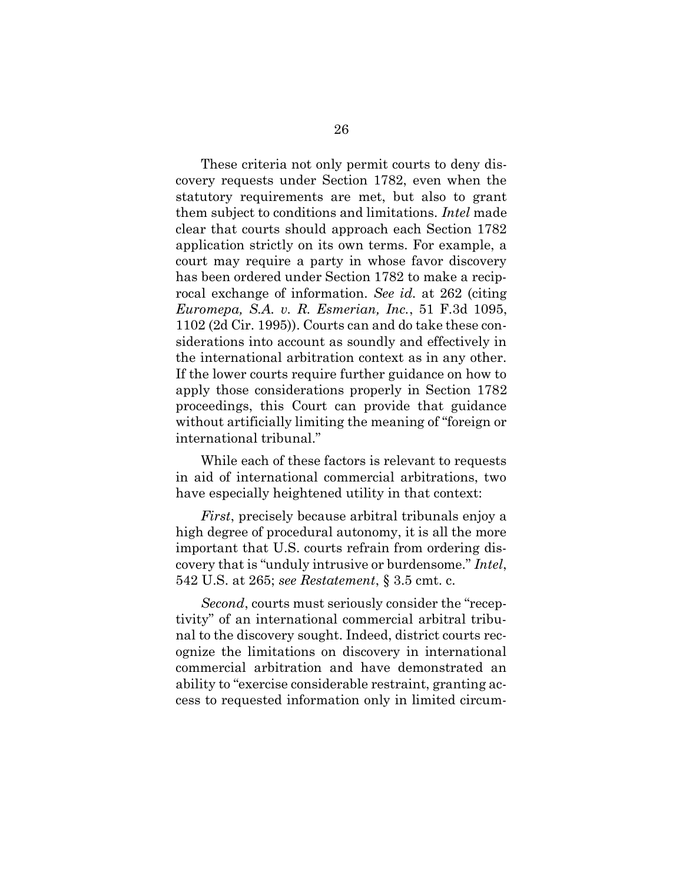These criteria not only permit courts to deny discovery requests under Section 1782, even when the statutory requirements are met, but also to grant them subject to conditions and limitations. *Intel* made clear that courts should approach each Section 1782 application strictly on its own terms. For example, a court may require a party in whose favor discovery has been ordered under Section 1782 to make a reciprocal exchange of information. *See id.* at 262 (citing *Euromepa, S.A. v. R. Esmerian, Inc.*, 51 F.3d 1095, 1102 (2d Cir. 1995)). Courts can and do take these considerations into account as soundly and effectively in the international arbitration context as in any other. If the lower courts require further guidance on how to apply those considerations properly in Section 1782 proceedings, this Court can provide that guidance without artificially limiting the meaning of "foreign or international tribunal."

While each of these factors is relevant to requests in aid of international commercial arbitrations, two have especially heightened utility in that context:

*First*, precisely because arbitral tribunals enjoy a high degree of procedural autonomy, it is all the more important that U.S. courts refrain from ordering discovery that is "unduly intrusive or burdensome." *Intel*, 542 U.S. at 265; *see Restatement*, § 3.5 cmt. c.

*Second*, courts must seriously consider the "receptivity" of an international commercial arbitral tribunal to the discovery sought. Indeed, district courts recognize the limitations on discovery in international commercial arbitration and have demonstrated an ability to "exercise considerable restraint, granting access to requested information only in limited circum-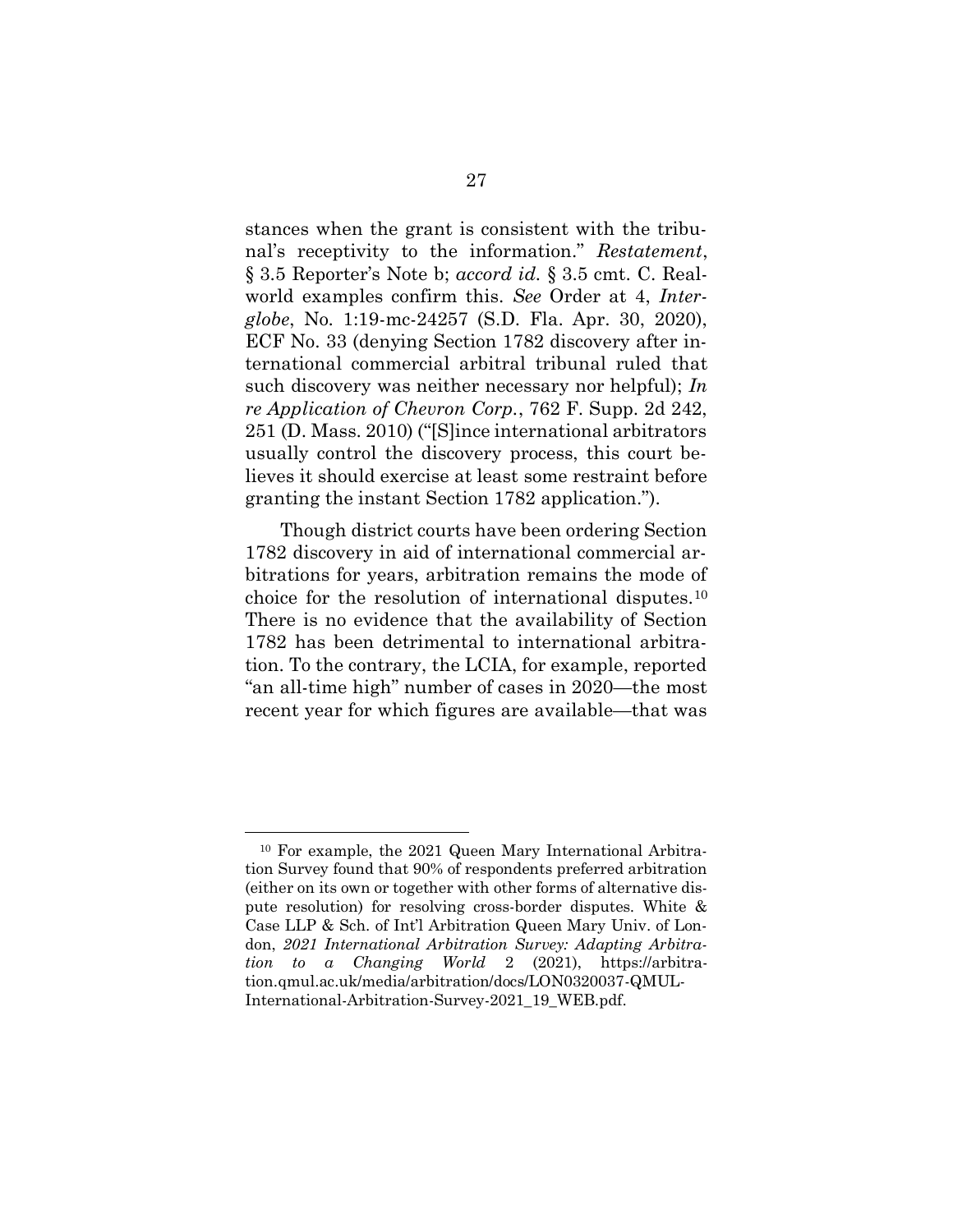stances when the grant is consistent with the tribunal's receptivity to the information." *Restatement*, § 3.5 Reporter's Note b; *accord id.* § 3.5 cmt. C. Real-world examples confirm this. *See* Order at 4, *Interglobe*, No. 1:19-mc-24257 (S.D. Fla. Apr. 30, 2020), ECF No. 33 (denying Section 1782 discovery after international commercial arbitral tribunal ruled that such discovery was neither necessary nor helpful); *In re Application of Chevron Corp.*, 762 F. Supp. 2d 242, 251 (D. Mass. 2010) ("[S]ince international arbitrators usually control the discovery process, this court believes it should exercise at least some restraint before granting the instant Section 1782 application.").

Though district courts have been ordering Section 1782 discovery in aid of international commercial arbitrations for years, arbitration remains the mode of choice for the resolution of international disputes.[10] There is no evidence that the availability of Section 1782 has been detrimental to international arbitration. To the contrary, the LCIA, for example, reported "an all-time high" number of cases in 2020—the most recent year for which figures are available—that was

---

[10] For example, the 2021 Queen Mary International Arbitration Survey found that 90% of respondents preferred arbitration (either on its own or together with other forms of alternative dispute resolution) for resolving cross-border disputes. White & Case LLP & Sch. of Int'l Arbitration Queen Mary Univ. of London, *2021 International Arbitration Survey: Adapting Arbitration to a Changing World* 2 (2021), https://arbitration.qmul.ac.uk/media/arbitration/docs/LON0320037-QMUL-International-Arbitration-Survey-2021_19_WEB.pdf.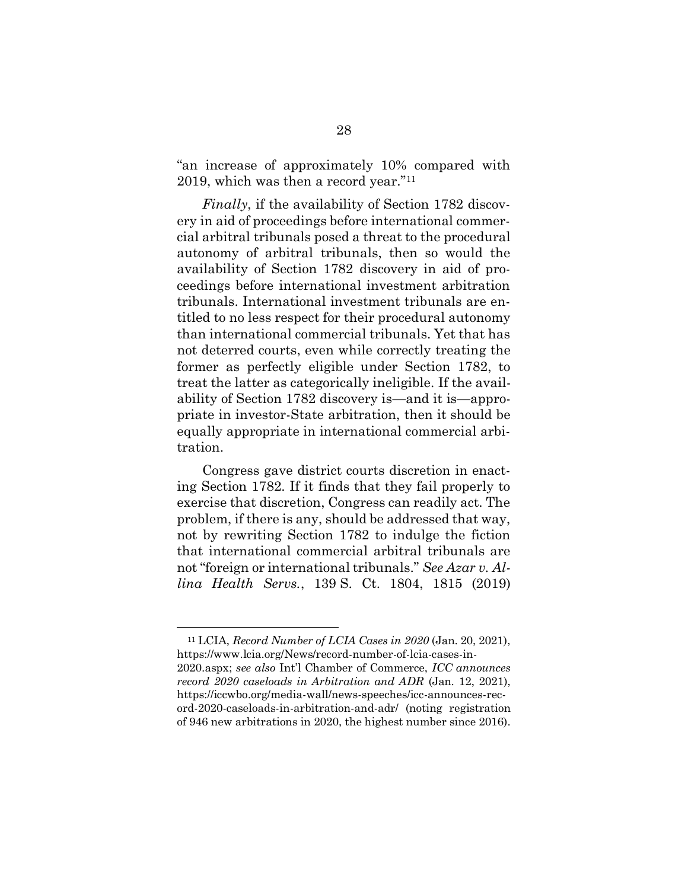"an increase of approximately 10% compared with 2019, which was then a record year."[11]

*Finally*, if the availability of Section 1782 discovery in aid of proceedings before international commercial arbitral tribunals posed a threat to the procedural autonomy of arbitral tribunals, then so would the availability of Section 1782 discovery in aid of proceedings before international investment arbitration tribunals. International investment tribunals are entitled to no less respect for their procedural autonomy than international commercial tribunals. Yet that has not deterred courts, even while correctly treating the former as perfectly eligible under Section 1782, to treat the latter as categorically ineligible. If the availability of Section 1782 discovery is—and it is—appropriate in investor-State arbitration, then it should be equally appropriate in international commercial arbitration.

Congress gave district courts discretion in enacting Section 1782. If it finds that they fail properly to exercise that discretion, Congress can readily act. The problem, if there is any, should be addressed that way, not by rewriting Section 1782 to indulge the fiction that international commercial arbitral tribunals are not "foreign or international tribunals." *See Azar v. Allina Health Servs.*, 139 S. Ct. 1804, 1815 (2019)

---

[11] LCIA, *Record Number of LCIA Cases in 2020* (Jan. 20, 2021), https://www.lcia.org/News/record-number-of-lcia-cases-in-2020.aspx; *see also* Int'l Chamber of Commerce, *ICC announces record 2020 caseloads in Arbitration and ADR* (Jan. 12, 2021), https://iccwbo.org/media-wall/news-speeches/icc-announces-record-2020-caseloads-in-arbitration-and-adr/ (noting registration of 946 new arbitrations in 2020, the highest number since 2016).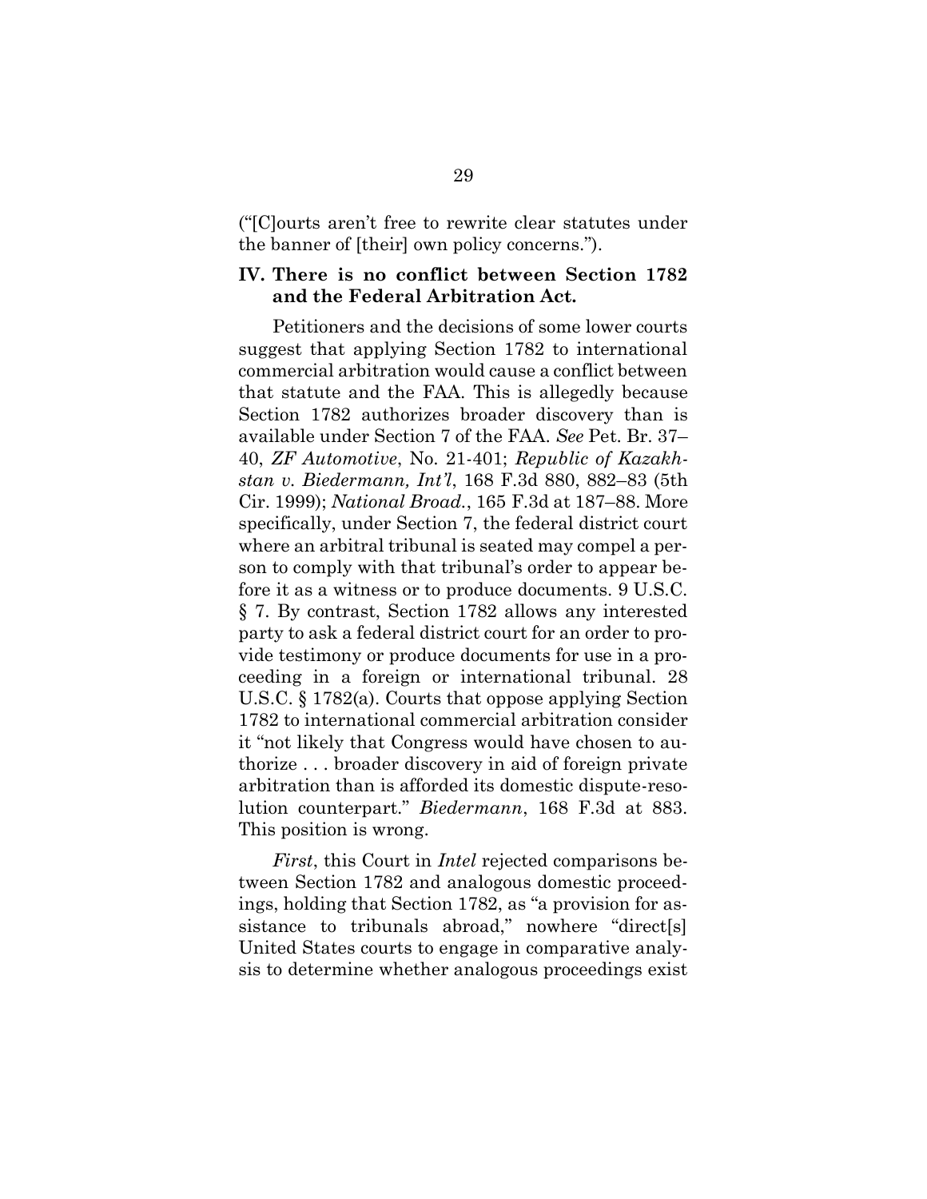("[C]ourts aren't free to rewrite clear statutes under the banner of [their] own policy concerns.").

## IV. There is no conflict between Section 1782 and the Federal Arbitration Act.

Petitioners and the decisions of some lower courts suggest that applying Section 1782 to international commercial arbitration would cause a conflict between that statute and the FAA. This is allegedly because Section 1782 authorizes broader discovery than is available under Section 7 of the FAA. *See* Pet. Br. 37–40, *ZF Automotive*, No. 21-401; *Republic of Kazakhstan v. Biedermann, Int'l*, 168 F.3d 880, 882–83 (5th Cir. 1999); *National Broad.*, 165 F.3d at 187–88. More specifically, under Section 7, the federal district court where an arbitral tribunal is seated may compel a person to comply with that tribunal's order to appear before it as a witness or to produce documents. 9 U.S.C. § 7. By contrast, Section 1782 allows any interested party to ask a federal district court for an order to provide testimony or produce documents for use in a proceeding in a foreign or international tribunal. 28 U.S.C. § 1782(a). Courts that oppose applying Section 1782 to international commercial arbitration consider it "not likely that Congress would have chosen to authorize . . . broader discovery in aid of foreign private arbitration than is afforded its domestic dispute-resolution counterpart." *Biedermann*, 168 F.3d at 883. This position is wrong.

*First*, this Court in *Intel* rejected comparisons between Section 1782 and analogous domestic proceedings, holding that Section 1782, as "a provision for assistance to tribunals abroad," nowhere "direct[s] United States courts to engage in comparative analysis to determine whether analogous proceedings exist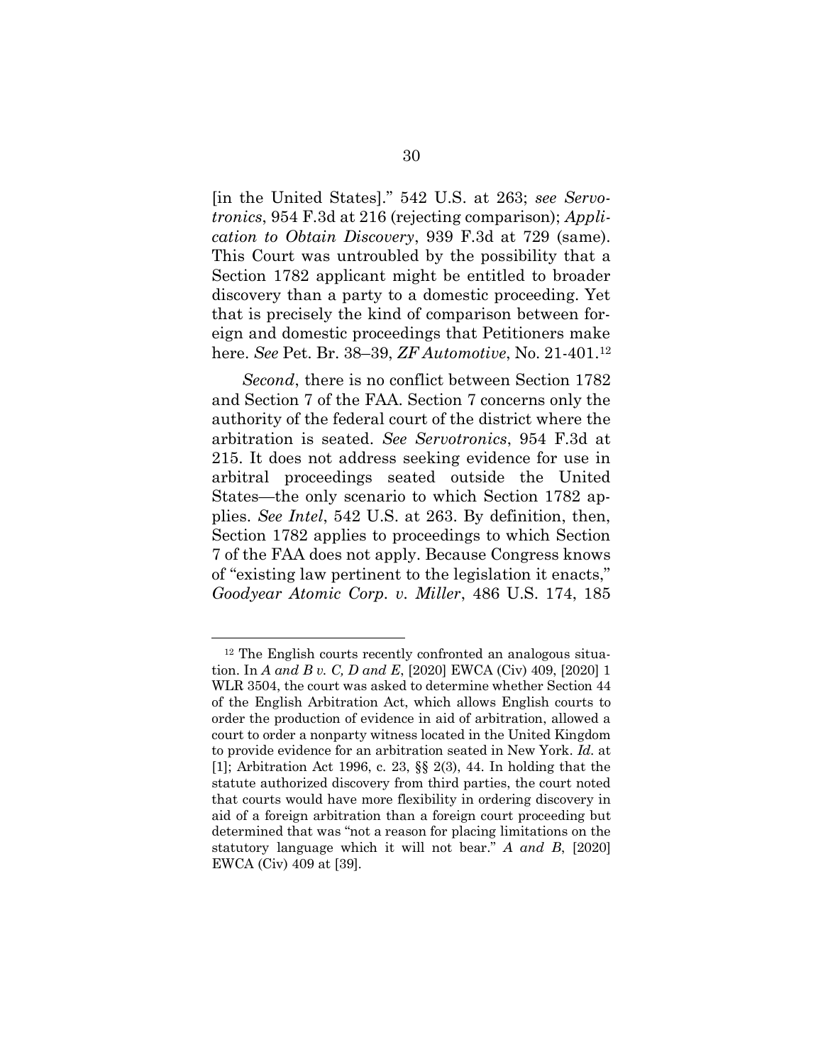[in the United States]." 542 U.S. at 263; *see Servotronics*, 954 F.3d at 216 (rejecting comparison); *Application to Obtain Discovery*, 939 F.3d at 729 (same). This Court was untroubled by the possibility that a Section 1782 applicant might be entitled to broader discovery than a party to a domestic proceeding. Yet that is precisely the kind of comparison between foreign and domestic proceedings that Petitioners make here. *See* Pet. Br. 38–39, *ZF Automotive*, No. 21-401.[12]

*Second*, there is no conflict between Section 1782 and Section 7 of the FAA. Section 7 concerns only the authority of the federal court of the district where the arbitration is seated. *See Servotronics*, 954 F.3d at 215. It does not address seeking evidence for use in arbitral proceedings seated outside the United States—the only scenario to which Section 1782 applies. *See Intel*, 542 U.S. at 263. By definition, then, Section 1782 applies to proceedings to which Section 7 of the FAA does not apply. Because Congress knows of "existing law pertinent to the legislation it enacts," *Goodyear Atomic Corp. v. Miller*, 486 U.S. 174, 185

---

[12] The English courts recently confronted an analogous situation. In *A and B v. C, D and E*, [2020] EWCA (Civ) 409, [2020] 1 WLR 3504, the court was asked to determine whether Section 44 of the English Arbitration Act, which allows English courts to order the production of evidence in aid of arbitration, allowed a court to order a nonparty witness located in the United Kingdom to provide evidence for an arbitration seated in New York. *Id.* at [1]; Arbitration Act 1996, c. 23, §§ 2(3), 44. In holding that the statute authorized discovery from third parties, the court noted that courts would have more flexibility in ordering discovery in aid of a foreign arbitration than a foreign court proceeding but determined that was "not a reason for placing limitations on the statutory language which it will not bear." *A and B*, [2020] EWCA (Civ) 409 at [39].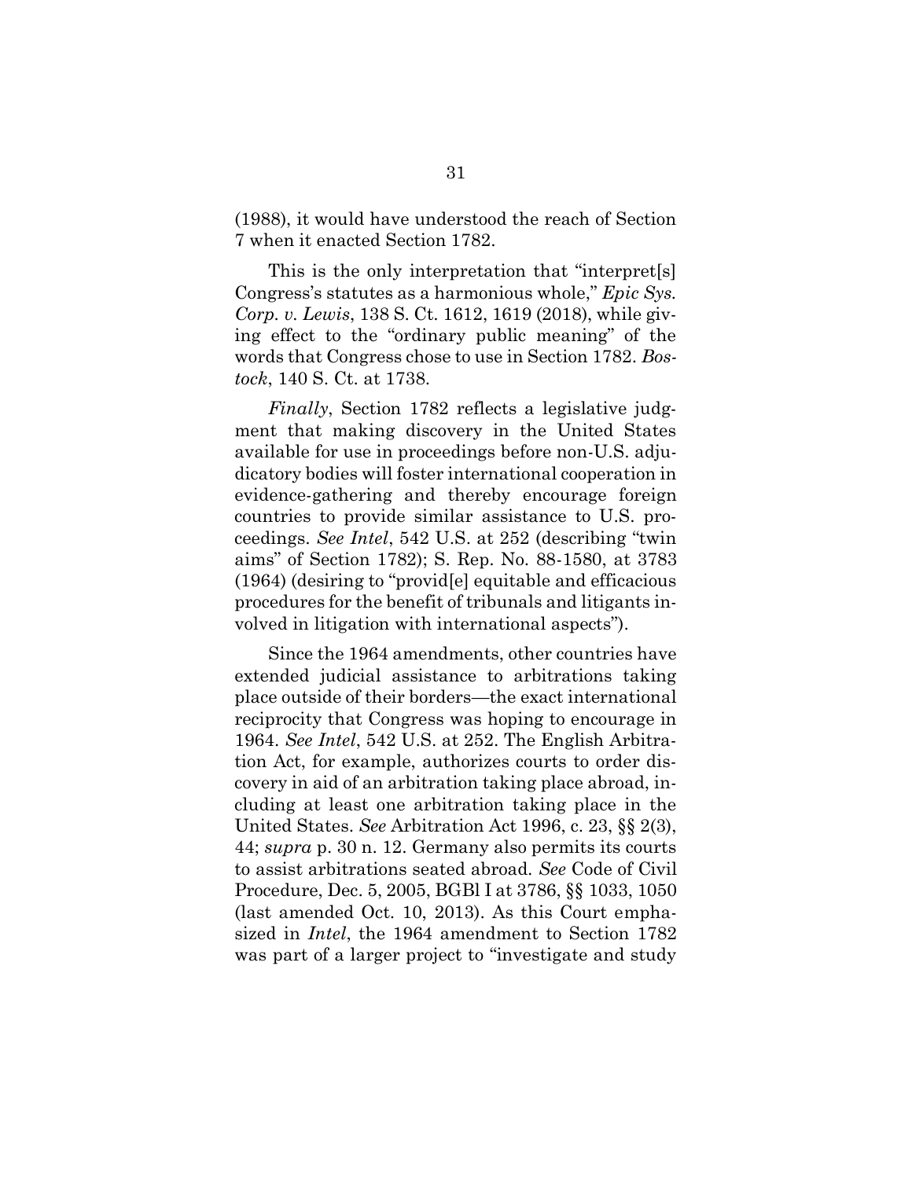(1988), it would have understood the reach of Section 7 when it enacted Section 1782.

This is the only interpretation that "interpret[s] Congress's statutes as a harmonious whole," *Epic Sys. Corp. v. Lewis*, 138 S. Ct. 1612, 1619 (2018), while giving effect to the "ordinary public meaning" of the words that Congress chose to use in Section 1782. *Bostock*, 140 S. Ct. at 1738.

*Finally*, Section 1782 reflects a legislative judgment that making discovery in the United States available for use in proceedings before non-U.S. adjudicatory bodies will foster international cooperation in evidence-gathering and thereby encourage foreign countries to provide similar assistance to U.S. proceedings. *See Intel*, 542 U.S. at 252 (describing "twin aims" of Section 1782); S. Rep. No. 88-1580, at 3783 (1964) (desiring to "provid[e] equitable and efficacious procedures for the benefit of tribunals and litigants involved in litigation with international aspects").

Since the 1964 amendments, other countries have extended judicial assistance to arbitrations taking place outside of their borders—the exact international reciprocity that Congress was hoping to encourage in 1964. *See Intel*, 542 U.S. at 252. The English Arbitration Act, for example, authorizes courts to order discovery in aid of an arbitration taking place abroad, including at least one arbitration taking place in the United States. *See* Arbitration Act 1996, c. 23, §§ 2(3), 44; *supra* p. 30 n. 12. Germany also permits its courts to assist arbitrations seated abroad. *See* Code of Civil Procedure, Dec. 5, 2005, BGBl I at 3786, §§ 1033, 1050 (last amended Oct. 10, 2013). As this Court emphasized in *Intel*, the 1964 amendment to Section 1782 was part of a larger project to "investigate and study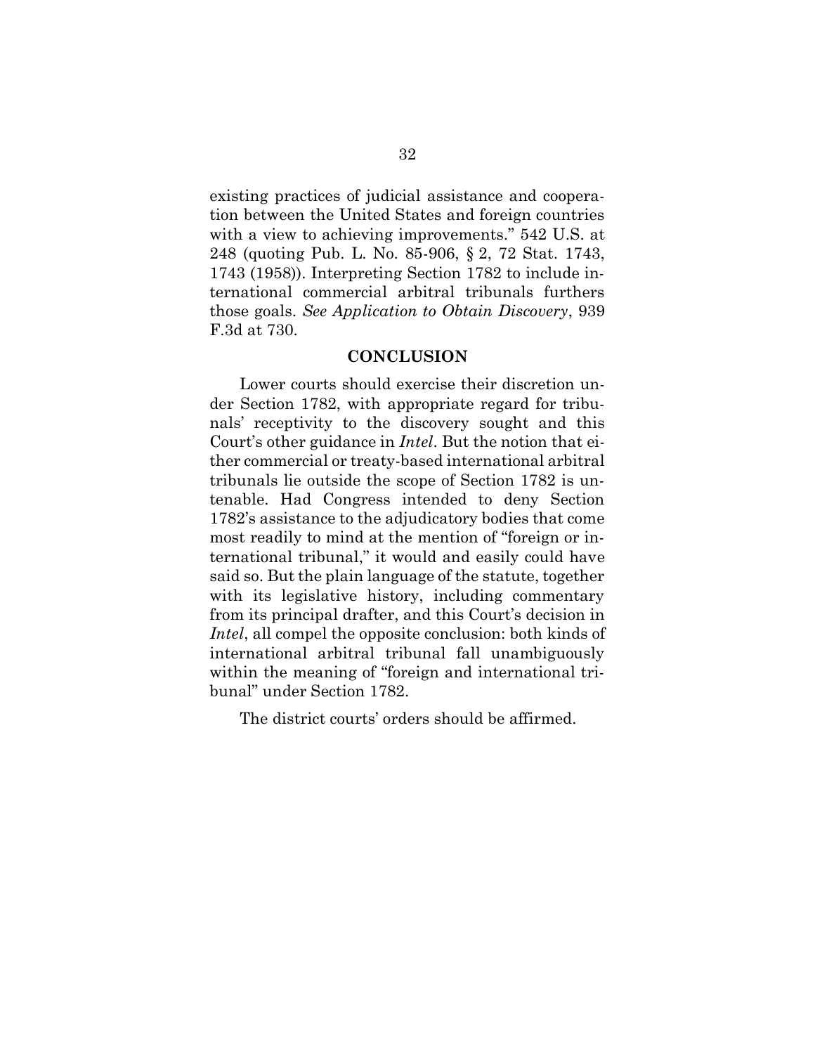existing practices of judicial assistance and cooperation between the United States and foreign countries with a view to achieving improvements." 542 U.S. at 248 (quoting Pub. L. No. 85-906, § 2, 72 Stat. 1743, 1743 (1958)). Interpreting Section 1782 to include international commercial arbitral tribunals furthers those goals. *See Application to Obtain Discovery*, 939 F.3d at 730.

## CONCLUSION

Lower courts should exercise their discretion under Section 1782, with appropriate regard for tribunals' receptivity to the discovery sought and this Court's other guidance in *Intel*. But the notion that either commercial or treaty-based international arbitral tribunals lie outside the scope of Section 1782 is untenable. Had Congress intended to deny Section 1782's assistance to the adjudicatory bodies that come most readily to mind at the mention of "foreign or international tribunal," it would and easily could have said so. But the plain language of the statute, together with its legislative history, including commentary from its principal drafter, and this Court's decision in *Intel*, all compel the opposite conclusion: both kinds of international arbitral tribunal fall unambiguously within the meaning of "foreign and international tribunal" under Section 1782.

The district courts' orders should be affirmed.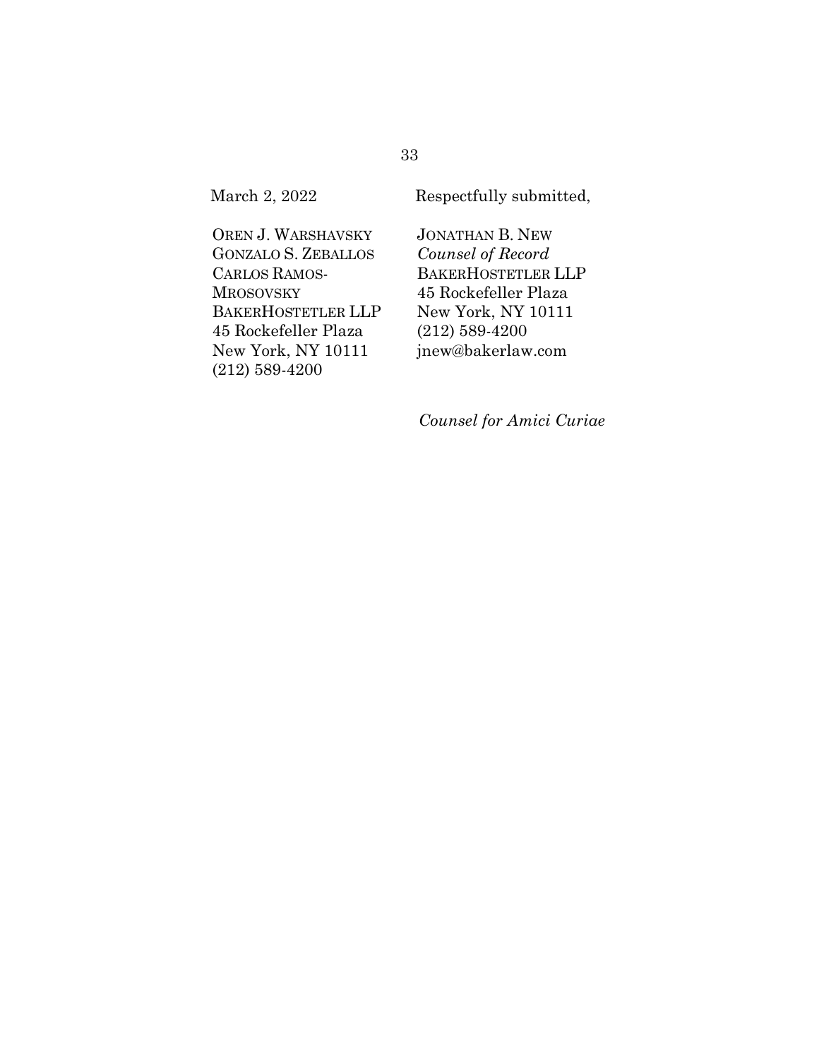March 2, 2022

Respectfully submitted,

OREN J. WARSHAVSKY
GONZALO S. ZEBALLOS
CARLOS RAMOS-MROSOVSKY
BAKERHOSTETLER LLP
45 Rockefeller Plaza
New York, NY 10111
(212) 589-4200

JONATHAN B. NEW
*Counsel of Record*
BAKERHOSTETLER LLP
45 Rockefeller Plaza
New York, NY 10111
(212) 589-4200
jnew@bakerlaw.com

*Counsel for Amici Curiae*